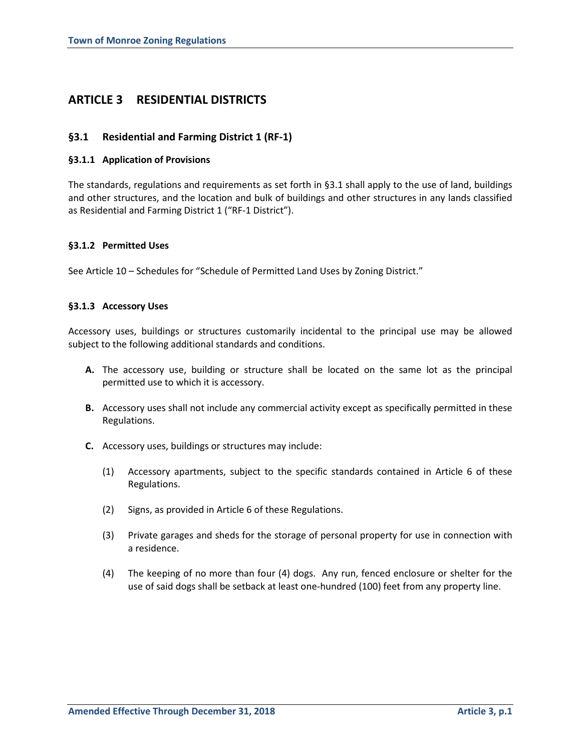# ARTICLE 3 RESIDENTIAL DISTRICTS

## §3.1 Residential and Farming District 1 (RF-1)

### §3.1.1 Application of Provisions

The standards, regulations and requirements as set forth in §3.1 shall apply to the use of land, buildings and other structures, and the location and bulk of buildings and other structures in any lands classified as Residential and Farming District 1 ("RF-1 District").

### §3.1.2 Permitted Uses

See Article 10 – Schedules for "Schedule of Permitted Land Uses by Zoning District."

### §3.1.3 Accessory Uses

Accessory uses, buildings or structures customarily incidental to the principal use may be allowed subject to the following additional standards and conditions.

**A.** The accessory use, building or structure shall be located on the same lot as the principal permitted use to which it is accessory.

**B.** Accessory uses shall not include any commercial activity except as specifically permitted in these Regulations.

**C.** Accessory uses, buildings or structures may include:

(1) Accessory apartments, subject to the specific standards contained in Article 6 of these Regulations.

(2) Signs, as provided in Article 6 of these Regulations.

(3) Private garages and sheds for the storage of personal property for use in connection with a residence.

(4) The keeping of no more than four (4) dogs. Any run, fenced enclosure or shelter for the use of said dogs shall be setback at least one-hundred (100) feet from any property line.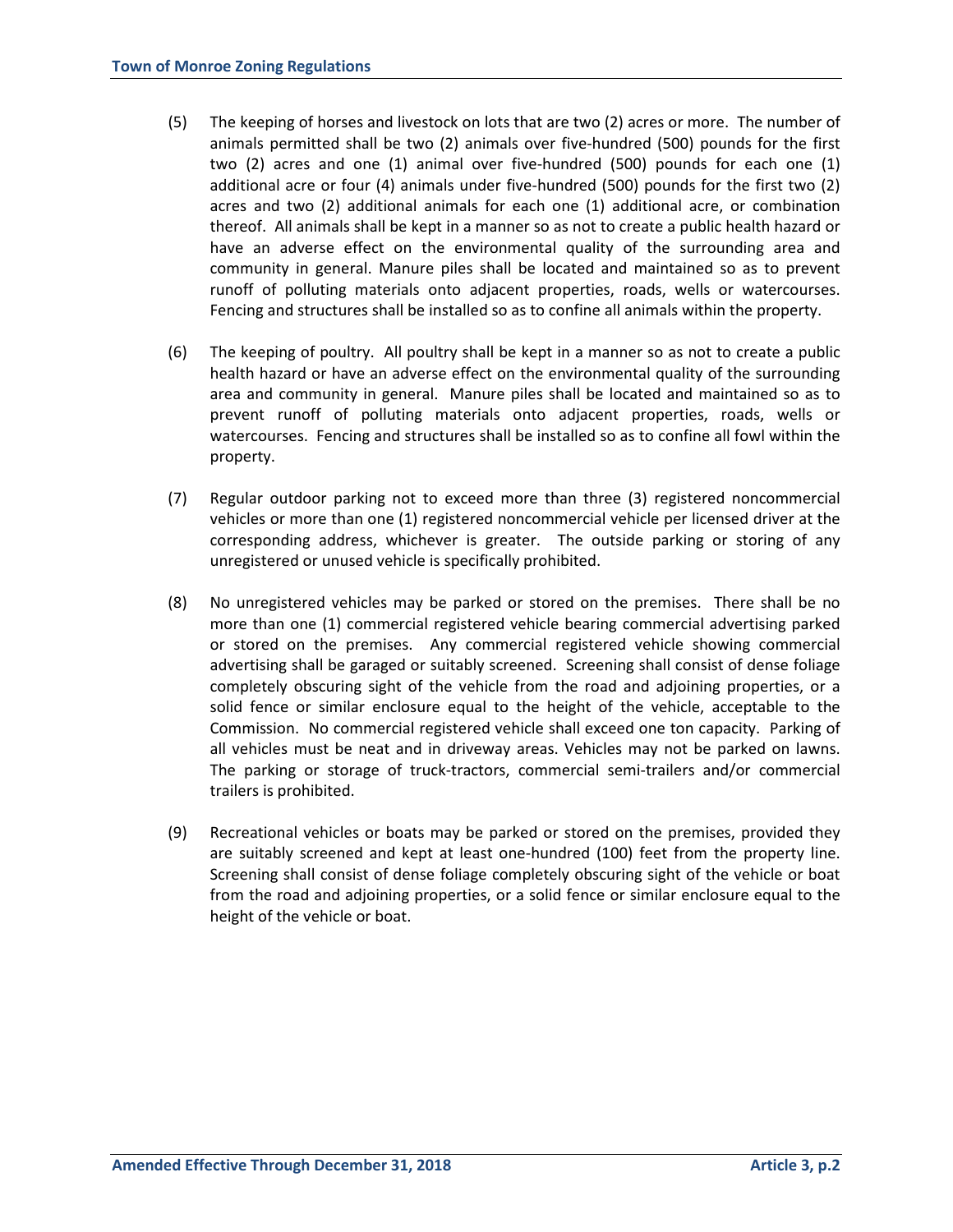(5) The keeping of horses and livestock on lots that are two (2) acres or more. The number of animals permitted shall be two (2) animals over five-hundred (500) pounds for the first two (2) acres and one (1) animal over five-hundred (500) pounds for each one (1) additional acre or four (4) animals under five-hundred (500) pounds for the first two (2) acres and two (2) additional animals for each one (1) additional acre, or combination thereof. All animals shall be kept in a manner so as not to create a public health hazard or have an adverse effect on the environmental quality of the surrounding area and community in general. Manure piles shall be located and maintained so as to prevent runoff of polluting materials onto adjacent properties, roads, wells or watercourses. Fencing and structures shall be installed so as to confine all animals within the property.

(6) The keeping of poultry. All poultry shall be kept in a manner so as not to create a public health hazard or have an adverse effect on the environmental quality of the surrounding area and community in general. Manure piles shall be located and maintained so as to prevent runoff of polluting materials onto adjacent properties, roads, wells or watercourses. Fencing and structures shall be installed so as to confine all fowl within the property.

(7) Regular outdoor parking not to exceed more than three (3) registered noncommercial vehicles or more than one (1) registered noncommercial vehicle per licensed driver at the corresponding address, whichever is greater. The outside parking or storing of any unregistered or unused vehicle is specifically prohibited.

(8) No unregistered vehicles may be parked or stored on the premises. There shall be no more than one (1) commercial registered vehicle bearing commercial advertising parked or stored on the premises. Any commercial registered vehicle showing commercial advertising shall be garaged or suitably screened. Screening shall consist of dense foliage completely obscuring sight of the vehicle from the road and adjoining properties, or a solid fence or similar enclosure equal to the height of the vehicle, acceptable to the Commission. No commercial registered vehicle shall exceed one ton capacity. Parking of all vehicles must be neat and in driveway areas. Vehicles may not be parked on lawns. The parking or storage of truck-tractors, commercial semi-trailers and/or commercial trailers is prohibited.

(9) Recreational vehicles or boats may be parked or stored on the premises, provided they are suitably screened and kept at least one-hundred (100) feet from the property line. Screening shall consist of dense foliage completely obscuring sight of the vehicle or boat from the road and adjoining properties, or a solid fence or similar enclosure equal to the height of the vehicle or boat.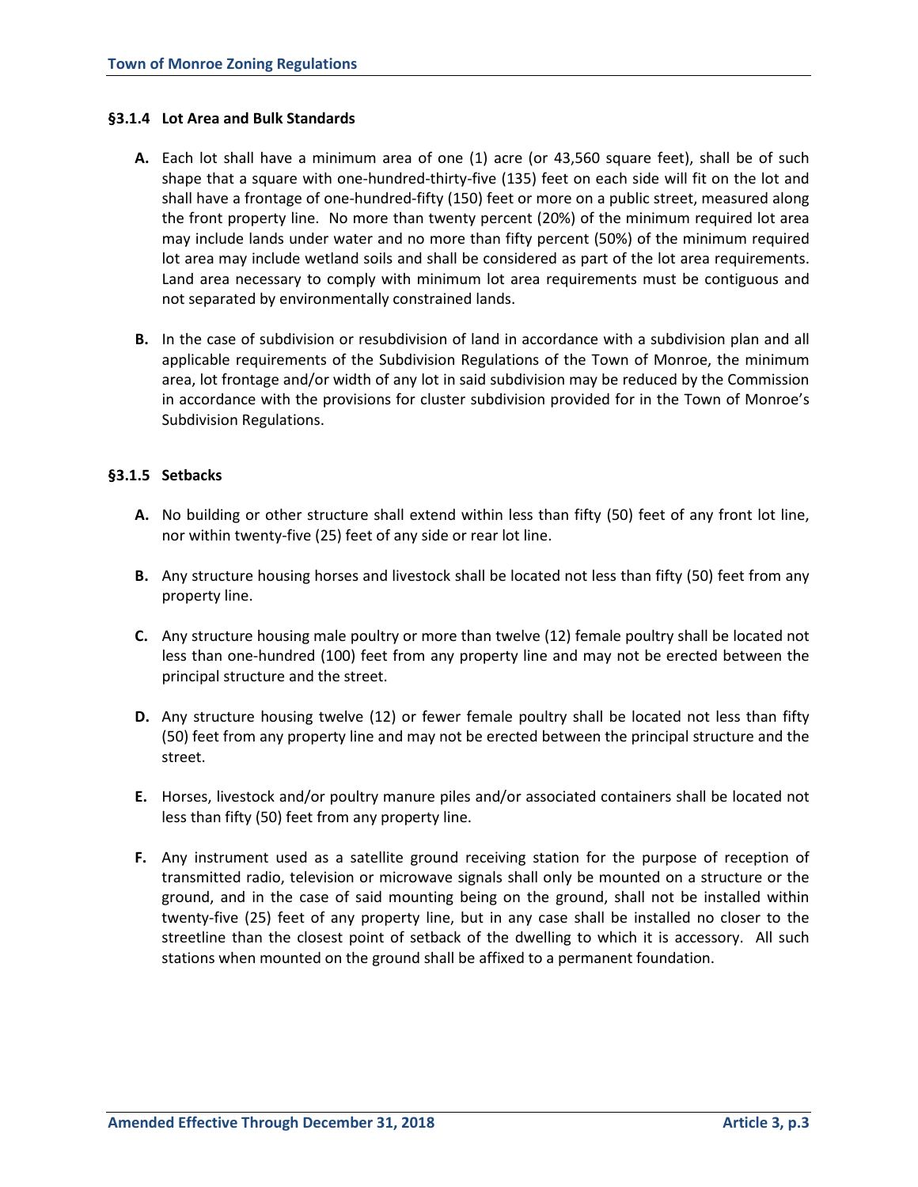### §3.1.4 Lot Area and Bulk Standards

**A.** Each lot shall have a minimum area of one (1) acre (or 43,560 square feet), shall be of such shape that a square with one-hundred-thirty-five (135) feet on each side will fit on the lot and shall have a frontage of one-hundred-fifty (150) feet or more on a public street, measured along the front property line. No more than twenty percent (20%) of the minimum required lot area may include lands under water and no more than fifty percent (50%) of the minimum required lot area may include wetland soils and shall be considered as part of the lot area requirements. Land area necessary to comply with minimum lot area requirements must be contiguous and not separated by environmentally constrained lands.

**B.** In the case of subdivision or resubdivision of land in accordance with a subdivision plan and all applicable requirements of the Subdivision Regulations of the Town of Monroe, the minimum area, lot frontage and/or width of any lot in said subdivision may be reduced by the Commission in accordance with the provisions for cluster subdivision provided for in the Town of Monroe's Subdivision Regulations.

### §3.1.5 Setbacks

**A.** No building or other structure shall extend within less than fifty (50) feet of any front lot line, nor within twenty-five (25) feet of any side or rear lot line.

**B.** Any structure housing horses and livestock shall be located not less than fifty (50) feet from any property line.

**C.** Any structure housing male poultry or more than twelve (12) female poultry shall be located not less than one-hundred (100) feet from any property line and may not be erected between the principal structure and the street.

**D.** Any structure housing twelve (12) or fewer female poultry shall be located not less than fifty (50) feet from any property line and may not be erected between the principal structure and the street.

**E.** Horses, livestock and/or poultry manure piles and/or associated containers shall be located not less than fifty (50) feet from any property line.

**F.** Any instrument used as a satellite ground receiving station for the purpose of reception of transmitted radio, television or microwave signals shall only be mounted on a structure or the ground, and in the case of said mounting being on the ground, shall not be installed within twenty-five (25) feet of any property line, but in any case shall be installed no closer to the streetline than the closest point of setback of the dwelling to which it is accessory. All such stations when mounted on the ground shall be affixed to a permanent foundation.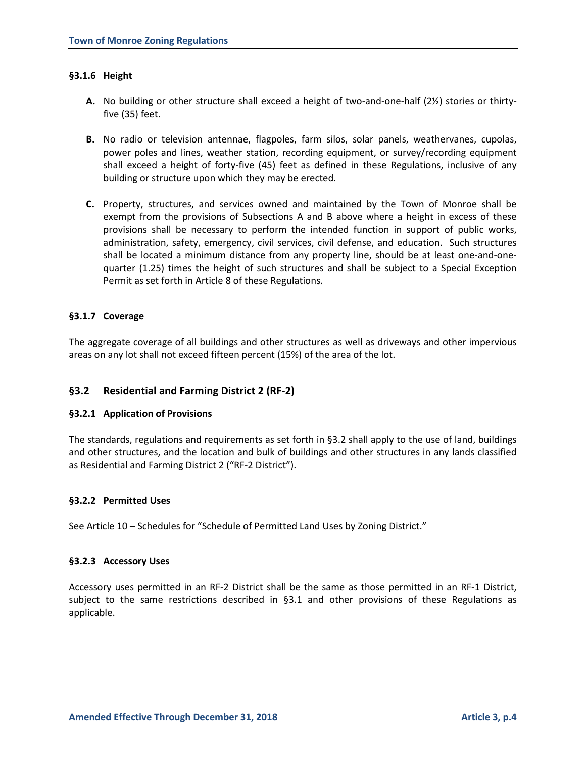### §3.1.6 Height

**A.** No building or other structure shall exceed a height of two-and-one-half (2½) stories or thirty-five (35) feet.

**B.** No radio or television antennae, flagpoles, farm silos, solar panels, weathervanes, cupolas, power poles and lines, weather station, recording equipment, or survey/recording equipment shall exceed a height of forty-five (45) feet as defined in these Regulations, inclusive of any building or structure upon which they may be erected.

**C.** Property, structures, and services owned and maintained by the Town of Monroe shall be exempt from the provisions of Subsections A and B above where a height in excess of these provisions shall be necessary to perform the intended function in support of public works, administration, safety, emergency, civil services, civil defense, and education. Such structures shall be located a minimum distance from any property line, should be at least one-and-one-quarter (1.25) times the height of such structures and shall be subject to a Special Exception Permit as set forth in Article 8 of these Regulations.

### §3.1.7 Coverage

The aggregate coverage of all buildings and other structures as well as driveways and other impervious areas on any lot shall not exceed fifteen percent (15%) of the area of the lot.

## §3.2 Residential and Farming District 2 (RF-2)

### §3.2.1 Application of Provisions

The standards, regulations and requirements as set forth in §3.2 shall apply to the use of land, buildings and other structures, and the location and bulk of buildings and other structures in any lands classified as Residential and Farming District 2 ("RF-2 District").

### §3.2.2 Permitted Uses

See Article 10 – Schedules for "Schedule of Permitted Land Uses by Zoning District."

### §3.2.3 Accessory Uses

Accessory uses permitted in an RF-2 District shall be the same as those permitted in an RF-1 District, subject to the same restrictions described in §3.1 and other provisions of these Regulations as applicable.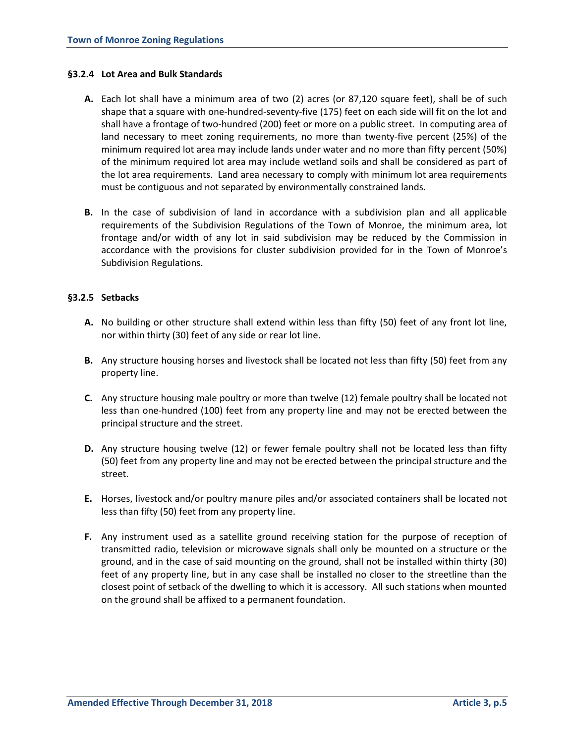### §3.2.4 Lot Area and Bulk Standards

**A.** Each lot shall have a minimum area of two (2) acres (or 87,120 square feet), shall be of such shape that a square with one-hundred-seventy-five (175) feet on each side will fit on the lot and shall have a frontage of two-hundred (200) feet or more on a public street. In computing area of land necessary to meet zoning requirements, no more than twenty-five percent (25%) of the minimum required lot area may include lands under water and no more than fifty percent (50%) of the minimum required lot area may include wetland soils and shall be considered as part of the lot area requirements. Land area necessary to comply with minimum lot area requirements must be contiguous and not separated by environmentally constrained lands.

**B.** In the case of subdivision of land in accordance with a subdivision plan and all applicable requirements of the Subdivision Regulations of the Town of Monroe, the minimum area, lot frontage and/or width of any lot in said subdivision may be reduced by the Commission in accordance with the provisions for cluster subdivision provided for in the Town of Monroe's Subdivision Regulations.

### §3.2.5 Setbacks

**A.** No building or other structure shall extend within less than fifty (50) feet of any front lot line, nor within thirty (30) feet of any side or rear lot line.

**B.** Any structure housing horses and livestock shall be located not less than fifty (50) feet from any property line.

**C.** Any structure housing male poultry or more than twelve (12) female poultry shall be located not less than one-hundred (100) feet from any property line and may not be erected between the principal structure and the street.

**D.** Any structure housing twelve (12) or fewer female poultry shall not be located less than fifty (50) feet from any property line and may not be erected between the principal structure and the street.

**E.** Horses, livestock and/or poultry manure piles and/or associated containers shall be located not less than fifty (50) feet from any property line.

**F.** Any instrument used as a satellite ground receiving station for the purpose of reception of transmitted radio, television or microwave signals shall only be mounted on a structure or the ground, and in the case of said mounting on the ground, shall not be installed within thirty (30) feet of any property line, but in any case shall be installed no closer to the streetline than the closest point of setback of the dwelling to which it is accessory. All such stations when mounted on the ground shall be affixed to a permanent foundation.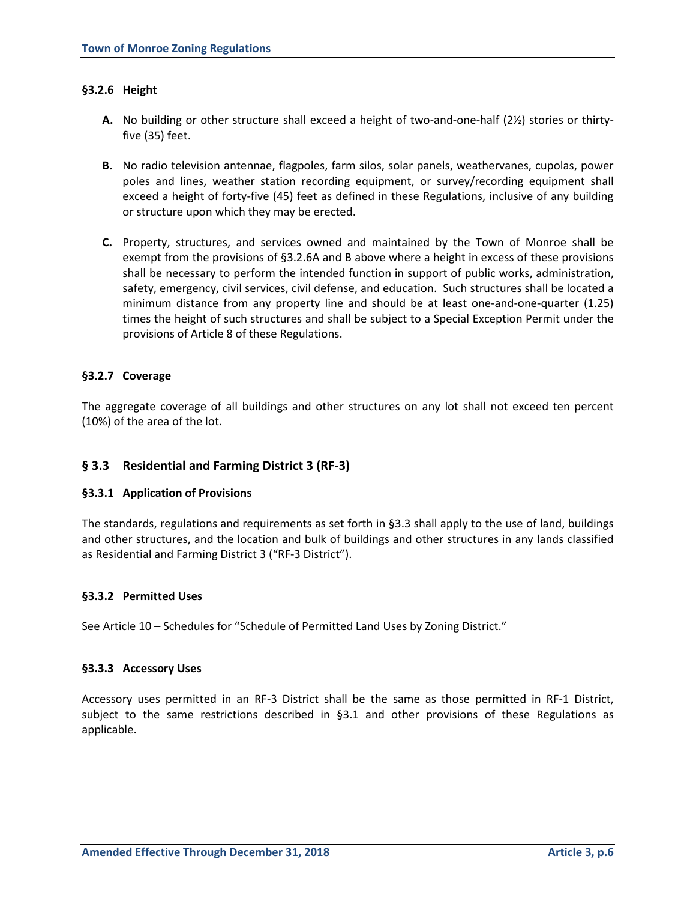#### §3.2.6 Height

**A.** No building or other structure shall exceed a height of two-and-one-half (2½) stories or thirty-five (35) feet.

**B.** No radio television antennae, flagpoles, farm silos, solar panels, weathervanes, cupolas, power poles and lines, weather station recording equipment, or survey/recording equipment shall exceed a height of forty-five (45) feet as defined in these Regulations, inclusive of any building or structure upon which they may be erected.

**C.** Property, structures, and services owned and maintained by the Town of Monroe shall be exempt from the provisions of §3.2.6A and B above where a height in excess of these provisions shall be necessary to perform the intended function in support of public works, administration, safety, emergency, civil services, civil defense, and education. Such structures shall be located a minimum distance from any property line and should be at least one-and-one-quarter (1.25) times the height of such structures and shall be subject to a Special Exception Permit under the provisions of Article 8 of these Regulations.

#### §3.2.7 Coverage

The aggregate coverage of all buildings and other structures on any lot shall not exceed ten percent (10%) of the area of the lot.

### § 3.3 Residential and Farming District 3 (RF-3)

#### §3.3.1 Application of Provisions

The standards, regulations and requirements as set forth in §3.3 shall apply to the use of land, buildings and other structures, and the location and bulk of buildings and other structures in any lands classified as Residential and Farming District 3 ("RF-3 District").

#### §3.3.2 Permitted Uses

See Article 10 – Schedules for "Schedule of Permitted Land Uses by Zoning District."

#### §3.3.3 Accessory Uses

Accessory uses permitted in an RF-3 District shall be the same as those permitted in RF-1 District, subject to the same restrictions described in §3.1 and other provisions of these Regulations as applicable.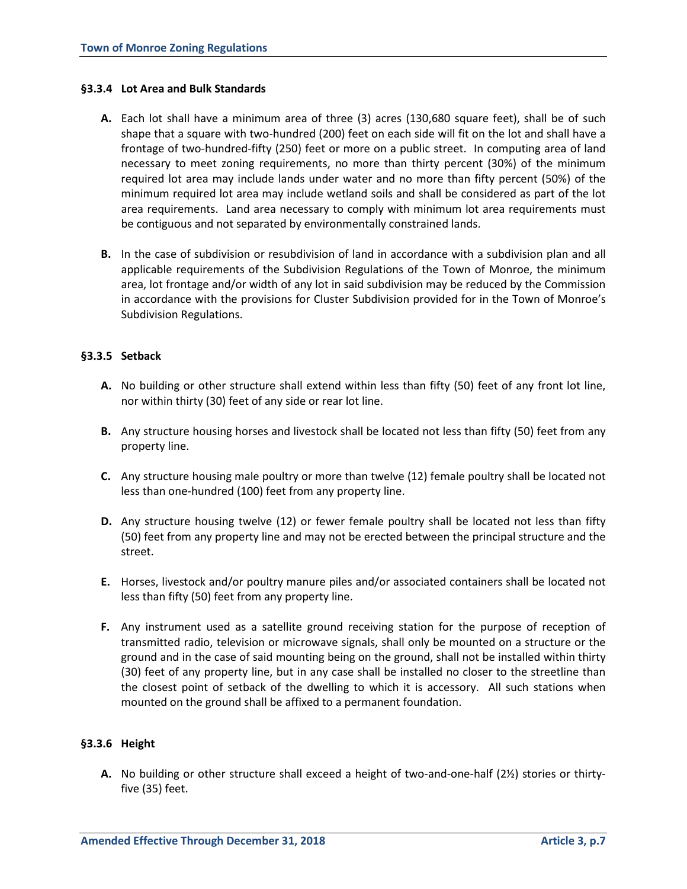### §3.3.4 Lot Area and Bulk Standards

**A.** Each lot shall have a minimum area of three (3) acres (130,680 square feet), shall be of such shape that a square with two-hundred (200) feet on each side will fit on the lot and shall have a frontage of two-hundred-fifty (250) feet or more on a public street. In computing area of land necessary to meet zoning requirements, no more than thirty percent (30%) of the minimum required lot area may include lands under water and no more than fifty percent (50%) of the minimum required lot area may include wetland soils and shall be considered as part of the lot area requirements. Land area necessary to comply with minimum lot area requirements must be contiguous and not separated by environmentally constrained lands.

**B.** In the case of subdivision or resubdivision of land in accordance with a subdivision plan and all applicable requirements of the Subdivision Regulations of the Town of Monroe, the minimum area, lot frontage and/or width of any lot in said subdivision may be reduced by the Commission in accordance with the provisions for Cluster Subdivision provided for in the Town of Monroe's Subdivision Regulations.

### §3.3.5 Setback

**A.** No building or other structure shall extend within less than fifty (50) feet of any front lot line, nor within thirty (30) feet of any side or rear lot line.

**B.** Any structure housing horses and livestock shall be located not less than fifty (50) feet from any property line.

**C.** Any structure housing male poultry or more than twelve (12) female poultry shall be located not less than one-hundred (100) feet from any property line.

**D.** Any structure housing twelve (12) or fewer female poultry shall be located not less than fifty (50) feet from any property line and may not be erected between the principal structure and the street.

**E.** Horses, livestock and/or poultry manure piles and/or associated containers shall be located not less than fifty (50) feet from any property line.

**F.** Any instrument used as a satellite ground receiving station for the purpose of reception of transmitted radio, television or microwave signals, shall only be mounted on a structure or the ground and in the case of said mounting being on the ground, shall not be installed within thirty (30) feet of any property line, but in any case shall be installed no closer to the streetline than the closest point of setback of the dwelling to which it is accessory. All such stations when mounted on the ground shall be affixed to a permanent foundation.

### §3.3.6 Height

**A.** No building or other structure shall exceed a height of two-and-one-half (2½) stories or thirty-five (35) feet.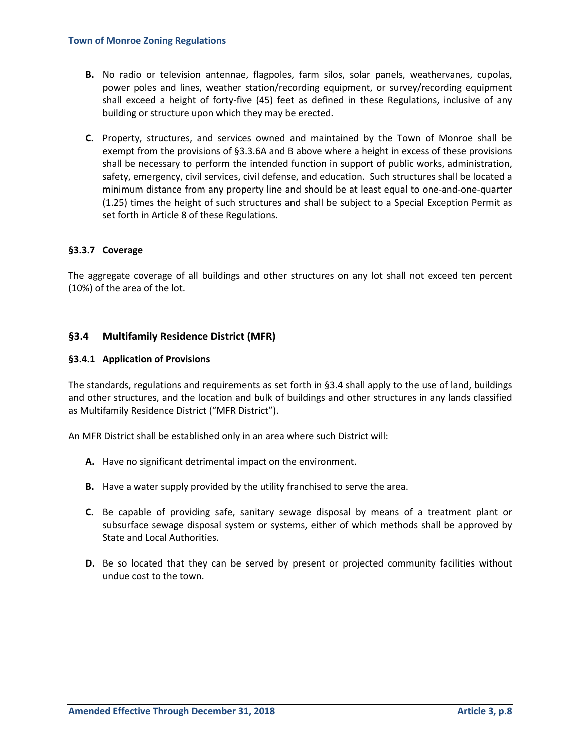**B.** No radio or television antennae, flagpoles, farm silos, solar panels, weathervanes, cupolas, power poles and lines, weather station/recording equipment, or survey/recording equipment shall exceed a height of forty-five (45) feet as defined in these Regulations, inclusive of any building or structure upon which they may be erected.

**C.** Property, structures, and services owned and maintained by the Town of Monroe shall be exempt from the provisions of §3.3.6A and B above where a height in excess of these provisions shall be necessary to perform the intended function in support of public works, administration, safety, emergency, civil services, civil defense, and education. Such structures shall be located a minimum distance from any property line and should be at least equal to one-and-one-quarter (1.25) times the height of such structures and shall be subject to a Special Exception Permit as set forth in Article 8 of these Regulations.

#### §3.3.7 Coverage

The aggregate coverage of all buildings and other structures on any lot shall not exceed ten percent (10%) of the area of the lot.

## §3.4 Multifamily Residence District (MFR)

#### §3.4.1 Application of Provisions

The standards, regulations and requirements as set forth in §3.4 shall apply to the use of land, buildings and other structures, and the location and bulk of buildings and other structures in any lands classified as Multifamily Residence District ("MFR District").

An MFR District shall be established only in an area where such District will:

**A.** Have no significant detrimental impact on the environment.

**B.** Have a water supply provided by the utility franchised to serve the area.

**C.** Be capable of providing safe, sanitary sewage disposal by means of a treatment plant or subsurface sewage disposal system or systems, either of which methods shall be approved by State and Local Authorities.

**D.** Be so located that they can be served by present or projected community facilities without undue cost to the town.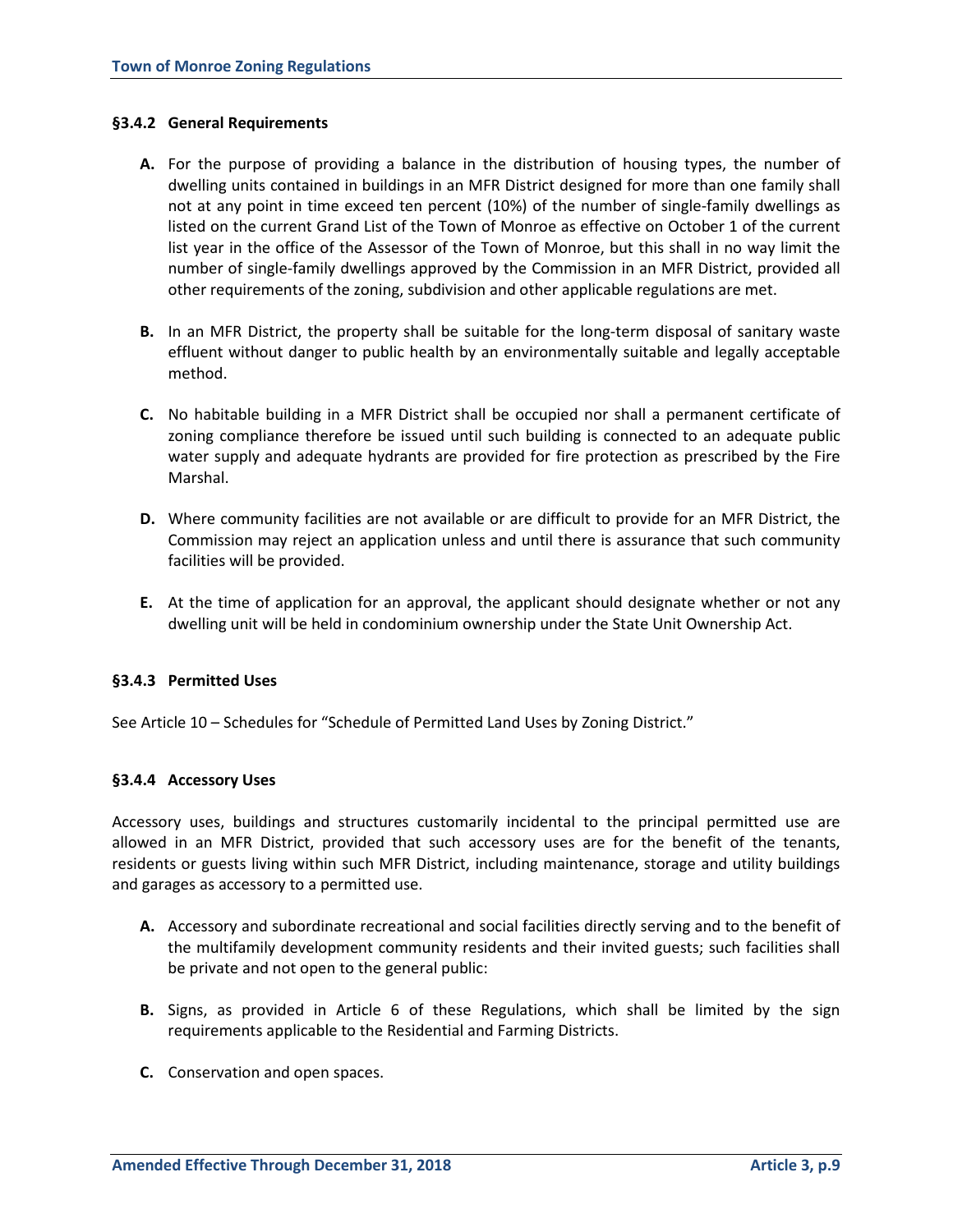#### §3.4.2 General Requirements

**A.** For the purpose of providing a balance in the distribution of housing types, the number of dwelling units contained in buildings in an MFR District designed for more than one family shall not at any point in time exceed ten percent (10%) of the number of single-family dwellings as listed on the current Grand List of the Town of Monroe as effective on October 1 of the current list year in the office of the Assessor of the Town of Monroe, but this shall in no way limit the number of single-family dwellings approved by the Commission in an MFR District, provided all other requirements of the zoning, subdivision and other applicable regulations are met.

**B.** In an MFR District, the property shall be suitable for the long-term disposal of sanitary waste effluent without danger to public health by an environmentally suitable and legally acceptable method.

**C.** No habitable building in a MFR District shall be occupied nor shall a permanent certificate of zoning compliance therefore be issued until such building is connected to an adequate public water supply and adequate hydrants are provided for fire protection as prescribed by the Fire Marshal.

**D.** Where community facilities are not available or are difficult to provide for an MFR District, the Commission may reject an application unless and until there is assurance that such community facilities will be provided.

**E.** At the time of application for an approval, the applicant should designate whether or not any dwelling unit will be held in condominium ownership under the State Unit Ownership Act.

#### §3.4.3 Permitted Uses

See Article 10 – Schedules for "Schedule of Permitted Land Uses by Zoning District."

#### §3.4.4 Accessory Uses

Accessory uses, buildings and structures customarily incidental to the principal permitted use are allowed in an MFR District, provided that such accessory uses are for the benefit of the tenants, residents or guests living within such MFR District, including maintenance, storage and utility buildings and garages as accessory to a permitted use.

**A.** Accessory and subordinate recreational and social facilities directly serving and to the benefit of the multifamily development community residents and their invited guests; such facilities shall be private and not open to the general public:

**B.** Signs, as provided in Article 6 of these Regulations, which shall be limited by the sign requirements applicable to the Residential and Farming Districts.

**C.** Conservation and open spaces.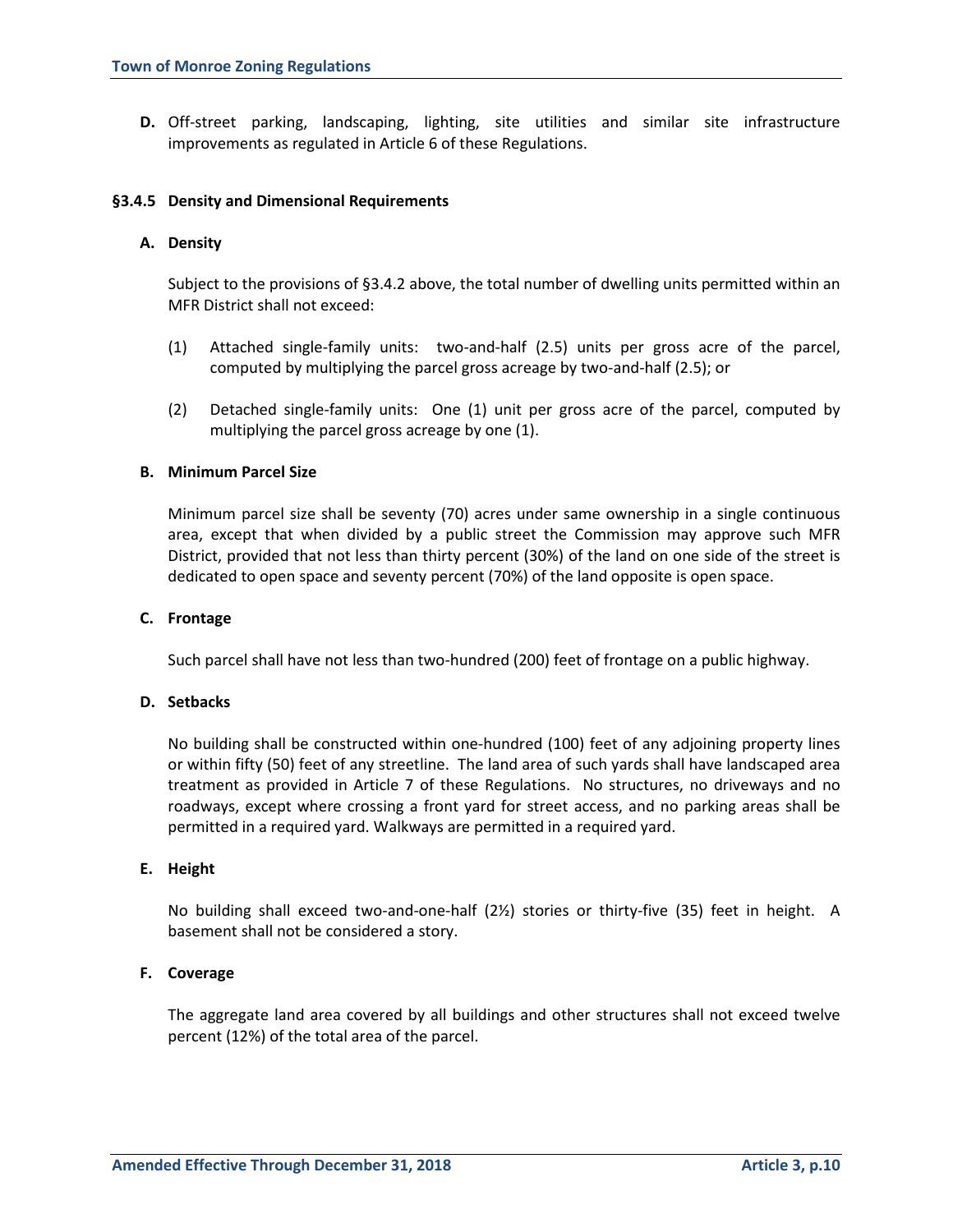**D.** Off-street parking, landscaping, lighting, site utilities and similar site infrastructure improvements as regulated in Article 6 of these Regulations.

### §3.4.5 Density and Dimensional Requirements

**A. Density**

Subject to the provisions of §3.4.2 above, the total number of dwelling units permitted within an MFR District shall not exceed:

(1) Attached single-family units: two-and-half (2.5) units per gross acre of the parcel, computed by multiplying the parcel gross acreage by two-and-half (2.5); or

(2) Detached single-family units: One (1) unit per gross acre of the parcel, computed by multiplying the parcel gross acreage by one (1).

**B. Minimum Parcel Size**

Minimum parcel size shall be seventy (70) acres under same ownership in a single continuous area, except that when divided by a public street the Commission may approve such MFR District, provided that not less than thirty percent (30%) of the land on one side of the street is dedicated to open space and seventy percent (70%) of the land opposite is open space.

**C. Frontage**

Such parcel shall have not less than two-hundred (200) feet of frontage on a public highway.

**D. Setbacks**

No building shall be constructed within one-hundred (100) feet of any adjoining property lines or within fifty (50) feet of any streetline. The land area of such yards shall have landscaped area treatment as provided in Article 7 of these Regulations. No structures, no driveways and no roadways, except where crossing a front yard for street access, and no parking areas shall be permitted in a required yard. Walkways are permitted in a required yard.

**E. Height**

No building shall exceed two-and-one-half (2½) stories or thirty-five (35) feet in height. A basement shall not be considered a story.

**F. Coverage**

The aggregate land area covered by all buildings and other structures shall not exceed twelve percent (12%) of the total area of the parcel.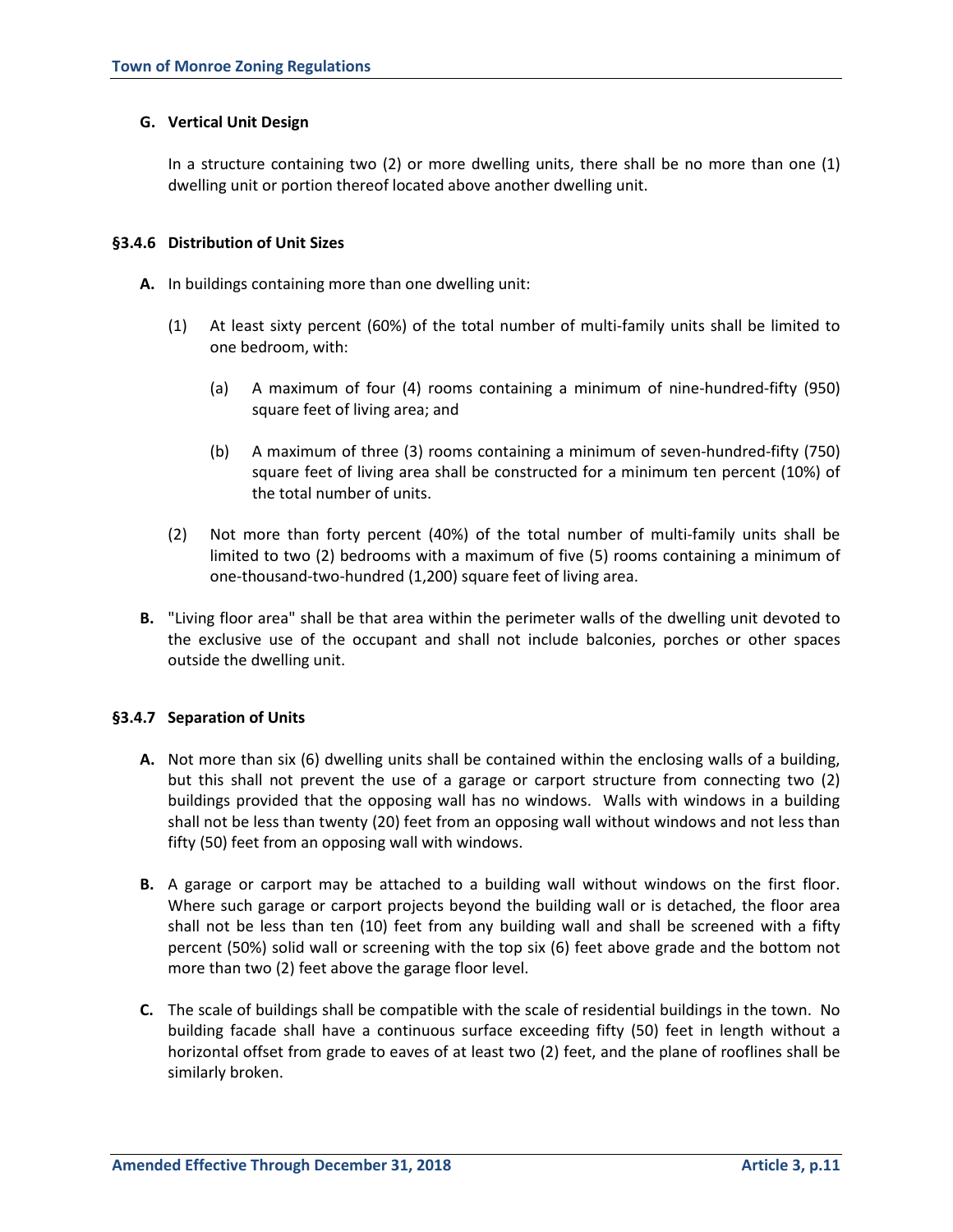**G. Vertical Unit Design**

In a structure containing two (2) or more dwelling units, there shall be no more than one (1) dwelling unit or portion thereof located above another dwelling unit.

### §3.4.6 Distribution of Unit Sizes

**A.** In buildings containing more than one dwelling unit:

(1) At least sixty percent (60%) of the total number of multi-family units shall be limited to one bedroom, with:

(a) A maximum of four (4) rooms containing a minimum of nine-hundred-fifty (950) square feet of living area; and

(b) A maximum of three (3) rooms containing a minimum of seven-hundred-fifty (750) square feet of living area shall be constructed for a minimum ten percent (10%) of the total number of units.

(2) Not more than forty percent (40%) of the total number of multi-family units shall be limited to two (2) bedrooms with a maximum of five (5) rooms containing a minimum of one-thousand-two-hundred (1,200) square feet of living area.

**B.** "Living floor area" shall be that area within the perimeter walls of the dwelling unit devoted to the exclusive use of the occupant and shall not include balconies, porches or other spaces outside the dwelling unit.

### §3.4.7 Separation of Units

**A.** Not more than six (6) dwelling units shall be contained within the enclosing walls of a building, but this shall not prevent the use of a garage or carport structure from connecting two (2) buildings provided that the opposing wall has no windows. Walls with windows in a building shall not be less than twenty (20) feet from an opposing wall without windows and not less than fifty (50) feet from an opposing wall with windows.

**B.** A garage or carport may be attached to a building wall without windows on the first floor. Where such garage or carport projects beyond the building wall or is detached, the floor area shall not be less than ten (10) feet from any building wall and shall be screened with a fifty percent (50%) solid wall or screening with the top six (6) feet above grade and the bottom not more than two (2) feet above the garage floor level.

**C.** The scale of buildings shall be compatible with the scale of residential buildings in the town. No building facade shall have a continuous surface exceeding fifty (50) feet in length without a horizontal offset from grade to eaves of at least two (2) feet, and the plane of rooflines shall be similarly broken.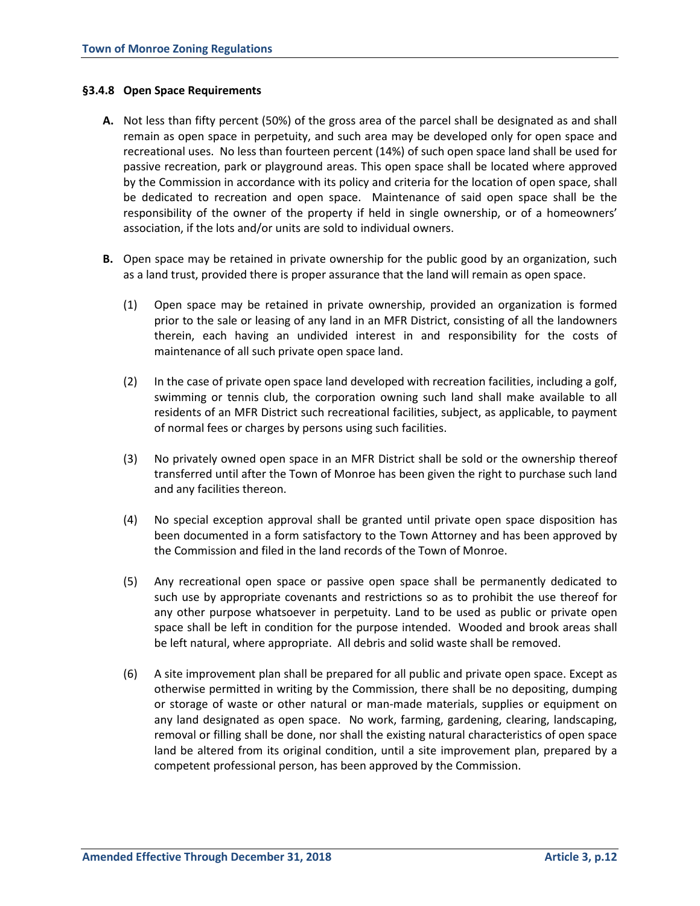### §3.4.8 Open Space Requirements

**A.** Not less than fifty percent (50%) of the gross area of the parcel shall be designated as and shall remain as open space in perpetuity, and such area may be developed only for open space and recreational uses. No less than fourteen percent (14%) of such open space land shall be used for passive recreation, park or playground areas. This open space shall be located where approved by the Commission in accordance with its policy and criteria for the location of open space, shall be dedicated to recreation and open space. Maintenance of said open space shall be the responsibility of the owner of the property if held in single ownership, or of a homeowners' association, if the lots and/or units are sold to individual owners.

**B.** Open space may be retained in private ownership for the public good by an organization, such as a land trust, provided there is proper assurance that the land will remain as open space.

(1) Open space may be retained in private ownership, provided an organization is formed prior to the sale or leasing of any land in an MFR District, consisting of all the landowners therein, each having an undivided interest in and responsibility for the costs of maintenance of all such private open space land.

(2) In the case of private open space land developed with recreation facilities, including a golf, swimming or tennis club, the corporation owning such land shall make available to all residents of an MFR District such recreational facilities, subject, as applicable, to payment of normal fees or charges by persons using such facilities.

(3) No privately owned open space in an MFR District shall be sold or the ownership thereof transferred until after the Town of Monroe has been given the right to purchase such land and any facilities thereon.

(4) No special exception approval shall be granted until private open space disposition has been documented in a form satisfactory to the Town Attorney and has been approved by the Commission and filed in the land records of the Town of Monroe.

(5) Any recreational open space or passive open space shall be permanently dedicated to such use by appropriate covenants and restrictions so as to prohibit the use thereof for any other purpose whatsoever in perpetuity. Land to be used as public or private open space shall be left in condition for the purpose intended. Wooded and brook areas shall be left natural, where appropriate. All debris and solid waste shall be removed.

(6) A site improvement plan shall be prepared for all public and private open space. Except as otherwise permitted in writing by the Commission, there shall be no depositing, dumping or storage of waste or other natural or man-made materials, supplies or equipment on any land designated as open space. No work, farming, gardening, clearing, landscaping, removal or filling shall be done, nor shall the existing natural characteristics of open space land be altered from its original condition, until a site improvement plan, prepared by a competent professional person, has been approved by the Commission.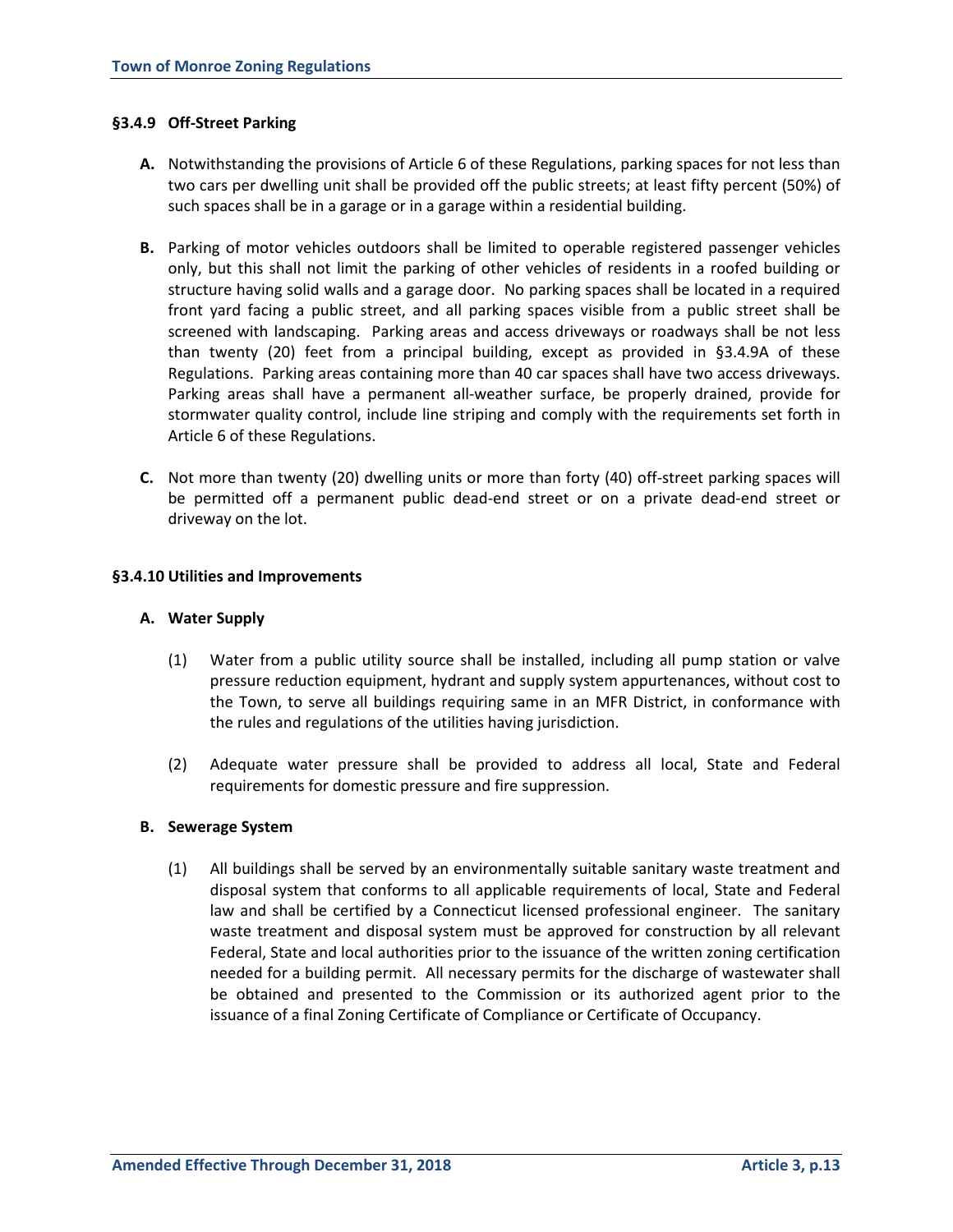### §3.4.9 Off-Street Parking

**A.** Notwithstanding the provisions of Article 6 of these Regulations, parking spaces for not less than two cars per dwelling unit shall be provided off the public streets; at least fifty percent (50%) of such spaces shall be in a garage or in a garage within a residential building.

**B.** Parking of motor vehicles outdoors shall be limited to operable registered passenger vehicles only, but this shall not limit the parking of other vehicles of residents in a roofed building or structure having solid walls and a garage door. No parking spaces shall be located in a required front yard facing a public street, and all parking spaces visible from a public street shall be screened with landscaping. Parking areas and access driveways or roadways shall be not less than twenty (20) feet from a principal building, except as provided in §3.4.9A of these Regulations. Parking areas containing more than 40 car spaces shall have two access driveways. Parking areas shall have a permanent all-weather surface, be properly drained, provide for stormwater quality control, include line striping and comply with the requirements set forth in Article 6 of these Regulations.

**C.** Not more than twenty (20) dwelling units or more than forty (40) off-street parking spaces will be permitted off a permanent public dead-end street or on a private dead-end street or driveway on the lot.

### §3.4.10 Utilities and Improvements

**A. Water Supply**

(1) Water from a public utility source shall be installed, including all pump station or valve pressure reduction equipment, hydrant and supply system appurtenances, without cost to the Town, to serve all buildings requiring same in an MFR District, in conformance with the rules and regulations of the utilities having jurisdiction.

(2) Adequate water pressure shall be provided to address all local, State and Federal requirements for domestic pressure and fire suppression.

**B. Sewerage System**

(1) All buildings shall be served by an environmentally suitable sanitary waste treatment and disposal system that conforms to all applicable requirements of local, State and Federal law and shall be certified by a Connecticut licensed professional engineer. The sanitary waste treatment and disposal system must be approved for construction by all relevant Federal, State and local authorities prior to the issuance of the written zoning certification needed for a building permit. All necessary permits for the discharge of wastewater shall be obtained and presented to the Commission or its authorized agent prior to the issuance of a final Zoning Certificate of Compliance or Certificate of Occupancy.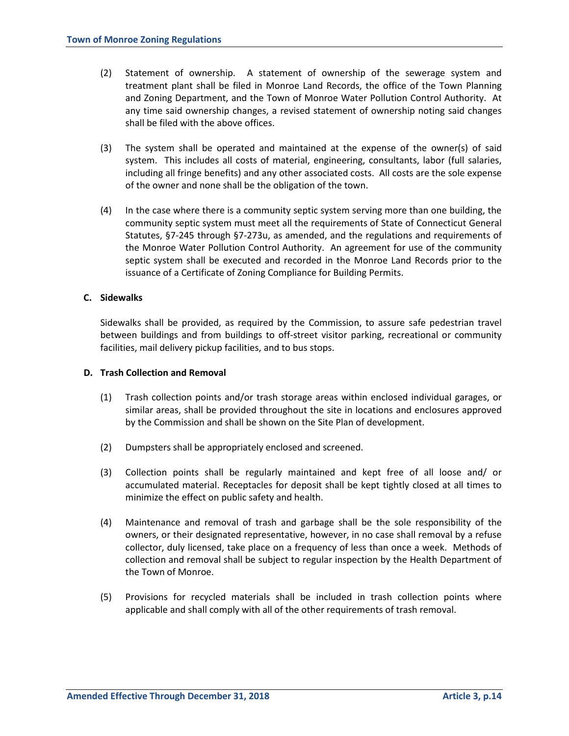(2) Statement of ownership. A statement of ownership of the sewerage system and treatment plant shall be filed in Monroe Land Records, the office of the Town Planning and Zoning Department, and the Town of Monroe Water Pollution Control Authority. At any time said ownership changes, a revised statement of ownership noting said changes shall be filed with the above offices.

(3) The system shall be operated and maintained at the expense of the owner(s) of said system. This includes all costs of material, engineering, consultants, labor (full salaries, including all fringe benefits) and any other associated costs. All costs are the sole expense of the owner and none shall be the obligation of the town.

(4) In the case where there is a community septic system serving more than one building, the community septic system must meet all the requirements of State of Connecticut General Statutes, §7-245 through §7-273u, as amended, and the regulations and requirements of the Monroe Water Pollution Control Authority. An agreement for use of the community septic system shall be executed and recorded in the Monroe Land Records prior to the issuance of a Certificate of Zoning Compliance for Building Permits.

**C. Sidewalks**

Sidewalks shall be provided, as required by the Commission, to assure safe pedestrian travel between buildings and from buildings to off-street visitor parking, recreational or community facilities, mail delivery pickup facilities, and to bus stops.

**D. Trash Collection and Removal**

(1) Trash collection points and/or trash storage areas within enclosed individual garages, or similar areas, shall be provided throughout the site in locations and enclosures approved by the Commission and shall be shown on the Site Plan of development.

(2) Dumpsters shall be appropriately enclosed and screened.

(3) Collection points shall be regularly maintained and kept free of all loose and/ or accumulated material. Receptacles for deposit shall be kept tightly closed at all times to minimize the effect on public safety and health.

(4) Maintenance and removal of trash and garbage shall be the sole responsibility of the owners, or their designated representative, however, in no case shall removal by a refuse collector, duly licensed, take place on a frequency of less than once a week. Methods of collection and removal shall be subject to regular inspection by the Health Department of the Town of Monroe.

(5) Provisions for recycled materials shall be included in trash collection points where applicable and shall comply with all of the other requirements of trash removal.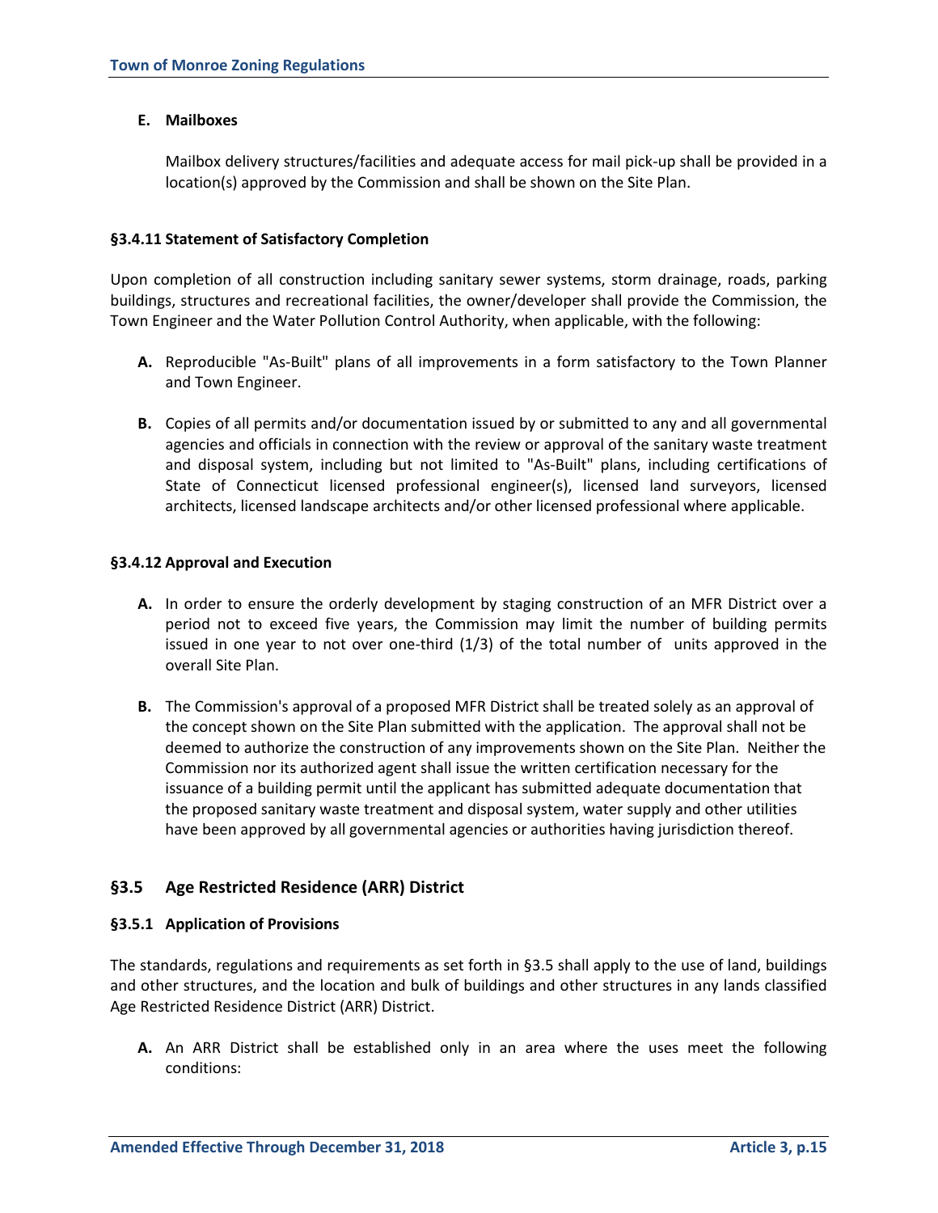**E. Mailboxes**

Mailbox delivery structures/facilities and adequate access for mail pick-up shall be provided in a location(s) approved by the Commission and shall be shown on the Site Plan.

#### §3.4.11 Statement of Satisfactory Completion

Upon completion of all construction including sanitary sewer systems, storm drainage, roads, parking buildings, structures and recreational facilities, the owner/developer shall provide the Commission, the Town Engineer and the Water Pollution Control Authority, when applicable, with the following:

**A.** Reproducible "As-Built" plans of all improvements in a form satisfactory to the Town Planner and Town Engineer.

**B.** Copies of all permits and/or documentation issued by or submitted to any and all governmental agencies and officials in connection with the review or approval of the sanitary waste treatment and disposal system, including but not limited to "As-Built" plans, including certifications of State of Connecticut licensed professional engineer(s), licensed land surveyors, licensed architects, licensed landscape architects and/or other licensed professional where applicable.

#### §3.4.12 Approval and Execution

**A.** In order to ensure the orderly development by staging construction of an MFR District over a period not to exceed five years, the Commission may limit the number of building permits issued in one year to not over one-third (1/3) of the total number of units approved in the overall Site Plan.

**B.** The Commission's approval of a proposed MFR District shall be treated solely as an approval of the concept shown on the Site Plan submitted with the application. The approval shall not be deemed to authorize the construction of any improvements shown on the Site Plan. Neither the Commission nor its authorized agent shall issue the written certification necessary for the issuance of a building permit until the applicant has submitted adequate documentation that the proposed sanitary waste treatment and disposal system, water supply and other utilities have been approved by all governmental agencies or authorities having jurisdiction thereof.

## §3.5 Age Restricted Residence (ARR) District

#### §3.5.1 Application of Provisions

The standards, regulations and requirements as set forth in §3.5 shall apply to the use of land, buildings and other structures, and the location and bulk of buildings and other structures in any lands classified Age Restricted Residence District (ARR) District.

**A.** An ARR District shall be established only in an area where the uses meet the following conditions: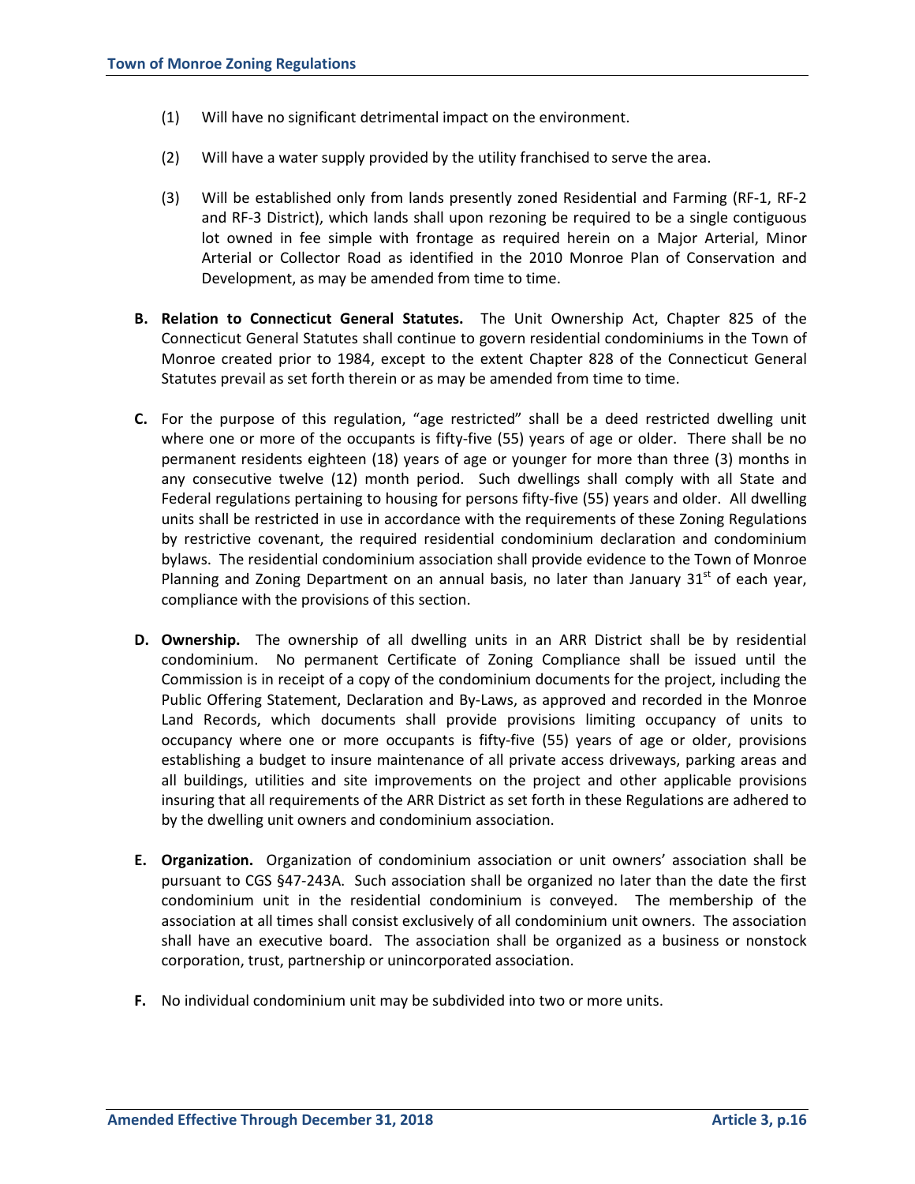(1) Will have no significant detrimental impact on the environment.

(2) Will have a water supply provided by the utility franchised to serve the area.

(3) Will be established only from lands presently zoned Residential and Farming (RF-1, RF-2 and RF-3 District), which lands shall upon rezoning be required to be a single contiguous lot owned in fee simple with frontage as required herein on a Major Arterial, Minor Arterial or Collector Road as identified in the 2010 Monroe Plan of Conservation and Development, as may be amended from time to time.

**B. Relation to Connecticut General Statutes.** The Unit Ownership Act, Chapter 825 of the Connecticut General Statutes shall continue to govern residential condominiums in the Town of Monroe created prior to 1984, except to the extent Chapter 828 of the Connecticut General Statutes prevail as set forth therein or as may be amended from time to time.

**C.** For the purpose of this regulation, "age restricted" shall be a deed restricted dwelling unit where one or more of the occupants is fifty-five (55) years of age or older. There shall be no permanent residents eighteen (18) years of age or younger for more than three (3) months in any consecutive twelve (12) month period. Such dwellings shall comply with all State and Federal regulations pertaining to housing for persons fifty-five (55) years and older. All dwelling units shall be restricted in use in accordance with the requirements of these Zoning Regulations by restrictive covenant, the required residential condominium declaration and condominium bylaws. The residential condominium association shall provide evidence to the Town of Monroe Planning and Zoning Department on an annual basis, no later than January 31st of each year, compliance with the provisions of this section.

**D. Ownership.** The ownership of all dwelling units in an ARR District shall be by residential condominium. No permanent Certificate of Zoning Compliance shall be issued until the Commission is in receipt of a copy of the condominium documents for the project, including the Public Offering Statement, Declaration and By-Laws, as approved and recorded in the Monroe Land Records, which documents shall provide provisions limiting occupancy of units to occupancy where one or more occupants is fifty-five (55) years of age or older, provisions establishing a budget to insure maintenance of all private access driveways, parking areas and all buildings, utilities and site improvements on the project and other applicable provisions insuring that all requirements of the ARR District as set forth in these Regulations are adhered to by the dwelling unit owners and condominium association.

**E. Organization.** Organization of condominium association or unit owners' association shall be pursuant to CGS §47-243A. Such association shall be organized no later than the date the first condominium unit in the residential condominium is conveyed. The membership of the association at all times shall consist exclusively of all condominium unit owners. The association shall have an executive board. The association shall be organized as a business or nonstock corporation, trust, partnership or unincorporated association.

**F.** No individual condominium unit may be subdivided into two or more units.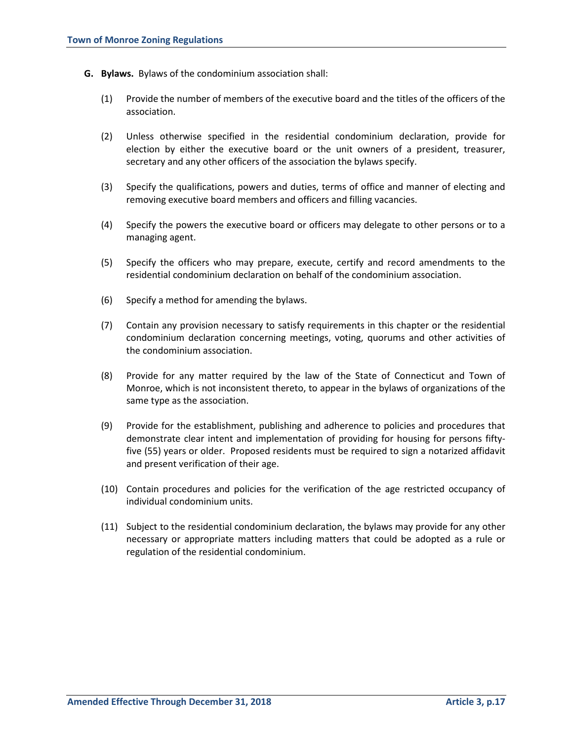**G. Bylaws.** Bylaws of the condominium association shall:

(1) Provide the number of members of the executive board and the titles of the officers of the association.

(2) Unless otherwise specified in the residential condominium declaration, provide for election by either the executive board or the unit owners of a president, treasurer, secretary and any other officers of the association the bylaws specify.

(3) Specify the qualifications, powers and duties, terms of office and manner of electing and removing executive board members and officers and filling vacancies.

(4) Specify the powers the executive board or officers may delegate to other persons or to a managing agent.

(5) Specify the officers who may prepare, execute, certify and record amendments to the residential condominium declaration on behalf of the condominium association.

(6) Specify a method for amending the bylaws.

(7) Contain any provision necessary to satisfy requirements in this chapter or the residential condominium declaration concerning meetings, voting, quorums and other activities of the condominium association.

(8) Provide for any matter required by the law of the State of Connecticut and Town of Monroe, which is not inconsistent thereto, to appear in the bylaws of organizations of the same type as the association.

(9) Provide for the establishment, publishing and adherence to policies and procedures that demonstrate clear intent and implementation of providing for housing for persons fifty-five (55) years or older. Proposed residents must be required to sign a notarized affidavit and present verification of their age.

(10) Contain procedures and policies for the verification of the age restricted occupancy of individual condominium units.

(11) Subject to the residential condominium declaration, the bylaws may provide for any other necessary or appropriate matters including matters that could be adopted as a rule or regulation of the residential condominium.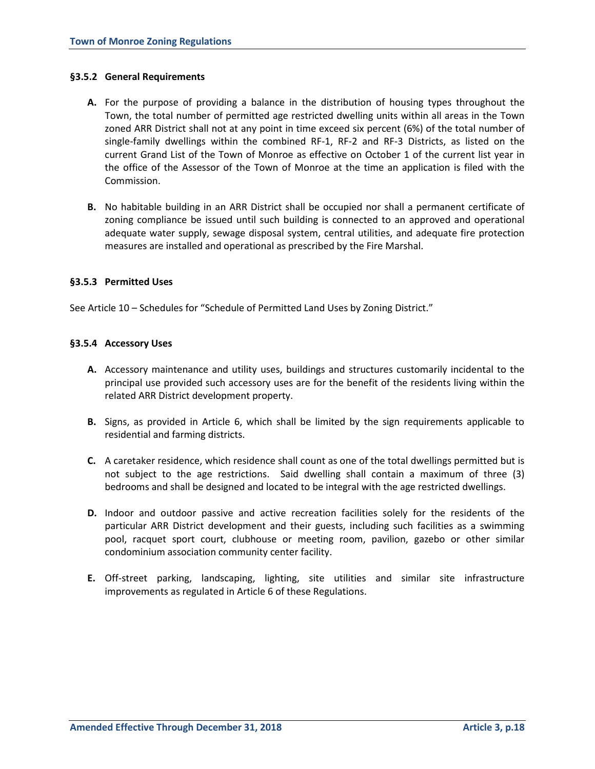#### §3.5.2 General Requirements

**A.** For the purpose of providing a balance in the distribution of housing types throughout the Town, the total number of permitted age restricted dwelling units within all areas in the Town zoned ARR District shall not at any point in time exceed six percent (6%) of the total number of single-family dwellings within the combined RF-1, RF-2 and RF-3 Districts, as listed on the current Grand List of the Town of Monroe as effective on October 1 of the current list year in the office of the Assessor of the Town of Monroe at the time an application is filed with the Commission.

**B.** No habitable building in an ARR District shall be occupied nor shall a permanent certificate of zoning compliance be issued until such building is connected to an approved and operational adequate water supply, sewage disposal system, central utilities, and adequate fire protection measures are installed and operational as prescribed by the Fire Marshal.

#### §3.5.3 Permitted Uses

See Article 10 – Schedules for "Schedule of Permitted Land Uses by Zoning District."

#### §3.5.4 Accessory Uses

**A.** Accessory maintenance and utility uses, buildings and structures customarily incidental to the principal use provided such accessory uses are for the benefit of the residents living within the related ARR District development property.

**B.** Signs, as provided in Article 6, which shall be limited by the sign requirements applicable to residential and farming districts.

**C.** A caretaker residence, which residence shall count as one of the total dwellings permitted but is not subject to the age restrictions. Said dwelling shall contain a maximum of three (3) bedrooms and shall be designed and located to be integral with the age restricted dwellings.

**D.** Indoor and outdoor passive and active recreation facilities solely for the residents of the particular ARR District development and their guests, including such facilities as a swimming pool, racquet sport court, clubhouse or meeting room, pavilion, gazebo or other similar condominium association community center facility.

**E.** Off-street parking, landscaping, lighting, site utilities and similar site infrastructure improvements as regulated in Article 6 of these Regulations.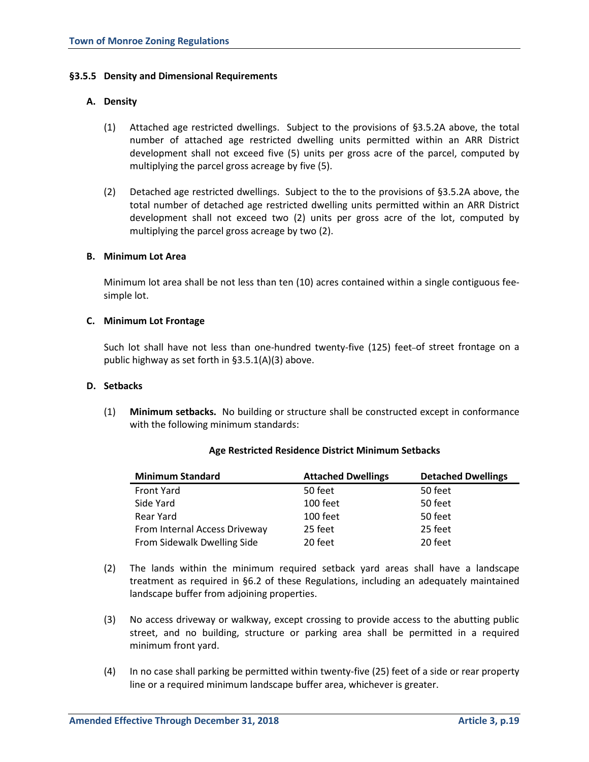### §3.5.5 Density and Dimensional Requirements

**A. Density**

(1) Attached age restricted dwellings. Subject to the provisions of §3.5.2A above, the total number of attached age restricted dwelling units permitted within an ARR District development shall not exceed five (5) units per gross acre of the parcel, computed by multiplying the parcel gross acreage by five (5).

(2) Detached age restricted dwellings. Subject to the to the provisions of §3.5.2A above, the total number of detached age restricted dwelling units permitted within an ARR District development shall not exceed two (2) units per gross acre of the lot, computed by multiplying the parcel gross acreage by two (2).

**B. Minimum Lot Area**

Minimum lot area shall be not less than ten (10) acres contained within a single contiguous fee-simple lot.

**C. Minimum Lot Frontage**

Such lot shall have not less than one-hundred twenty-five (125) feet of street frontage on a public highway as set forth in §3.5.1(A)(3) above.

**D. Setbacks**

(1) **Minimum setbacks.** No building or structure shall be constructed except in conformance with the following minimum standards:

**Age Restricted Residence District Minimum Setbacks**

| Minimum Standard | Attached Dwellings | Detached Dwellings |
|---|---|---|
| Front Yard | 50 feet | 50 feet |
| Side Yard | 100 feet | 50 feet |
| Rear Yard | 100 feet | 50 feet |
| From Internal Access Driveway | 25 feet | 25 feet |
| From Sidewalk Dwelling Side | 20 feet | 20 feet |

(2) The lands within the minimum required setback yard areas shall have a landscape treatment as required in §6.2 of these Regulations, including an adequately maintained landscape buffer from adjoining properties.

(3) No access driveway or walkway, except crossing to provide access to the abutting public street, and no building, structure or parking area shall be permitted in a required minimum front yard.

(4) In no case shall parking be permitted within twenty-five (25) feet of a side or rear property line or a required minimum landscape buffer area, whichever is greater.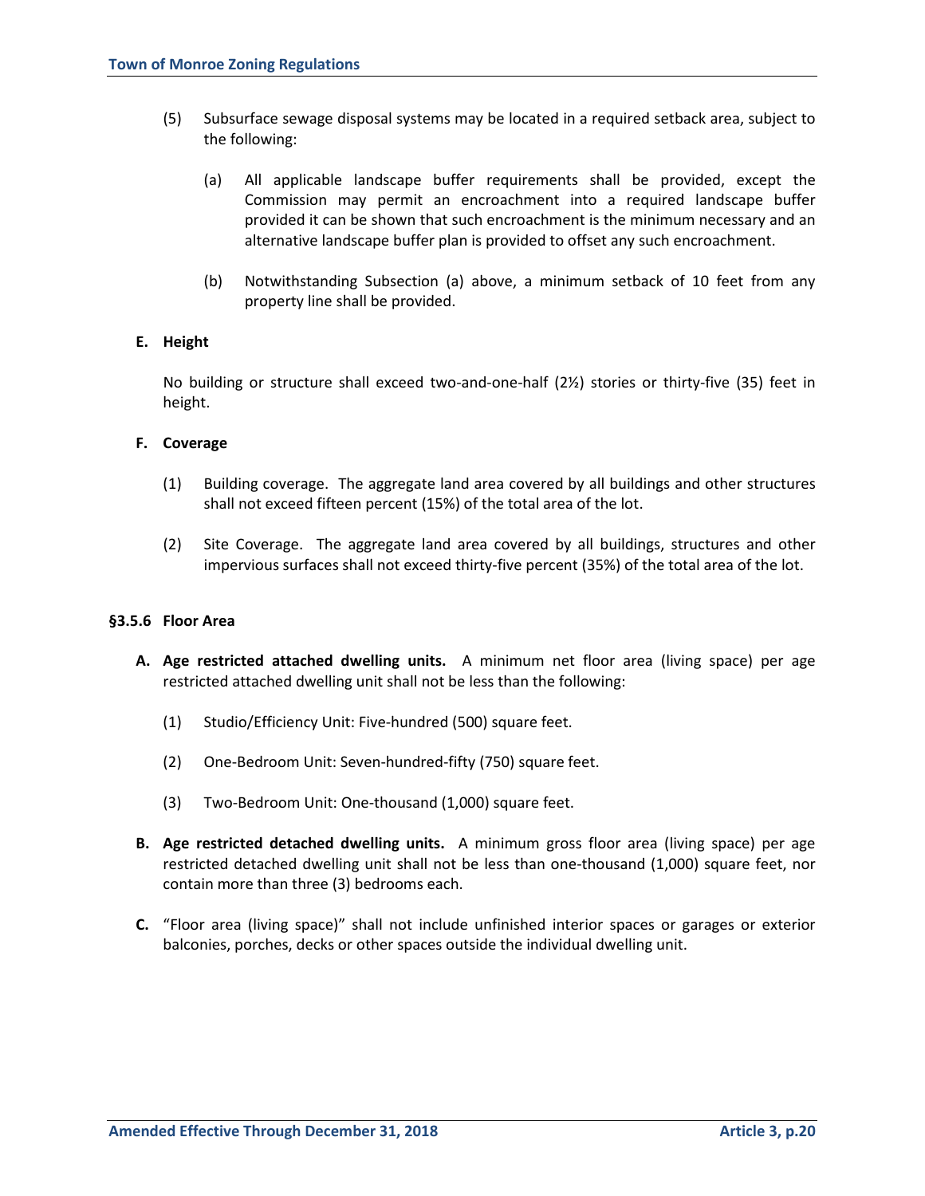(5) Subsurface sewage disposal systems may be located in a required setback area, subject to the following:

(a) All applicable landscape buffer requirements shall be provided, except the Commission may permit an encroachment into a required landscape buffer provided it can be shown that such encroachment is the minimum necessary and an alternative landscape buffer plan is provided to offset any such encroachment.

(b) Notwithstanding Subsection (a) above, a minimum setback of 10 feet from any property line shall be provided.

**E. Height**

No building or structure shall exceed two-and-one-half (2½) stories or thirty-five (35) feet in height.

**F. Coverage**

(1) Building coverage. The aggregate land area covered by all buildings and other structures shall not exceed fifteen percent (15%) of the total area of the lot.

(2) Site Coverage. The aggregate land area covered by all buildings, structures and other impervious surfaces shall not exceed thirty-five percent (35%) of the total area of the lot.

### §3.5.6 Floor Area

**A. Age restricted attached dwelling units.** A minimum net floor area (living space) per age restricted attached dwelling unit shall not be less than the following:

(1) Studio/Efficiency Unit: Five-hundred (500) square feet.

(2) One-Bedroom Unit: Seven-hundred-fifty (750) square feet.

(3) Two-Bedroom Unit: One-thousand (1,000) square feet.

**B. Age restricted detached dwelling units.** A minimum gross floor area (living space) per age restricted detached dwelling unit shall not be less than one-thousand (1,000) square feet, nor contain more than three (3) bedrooms each.

**C.** "Floor area (living space)" shall not include unfinished interior spaces or garages or exterior balconies, porches, decks or other spaces outside the individual dwelling unit.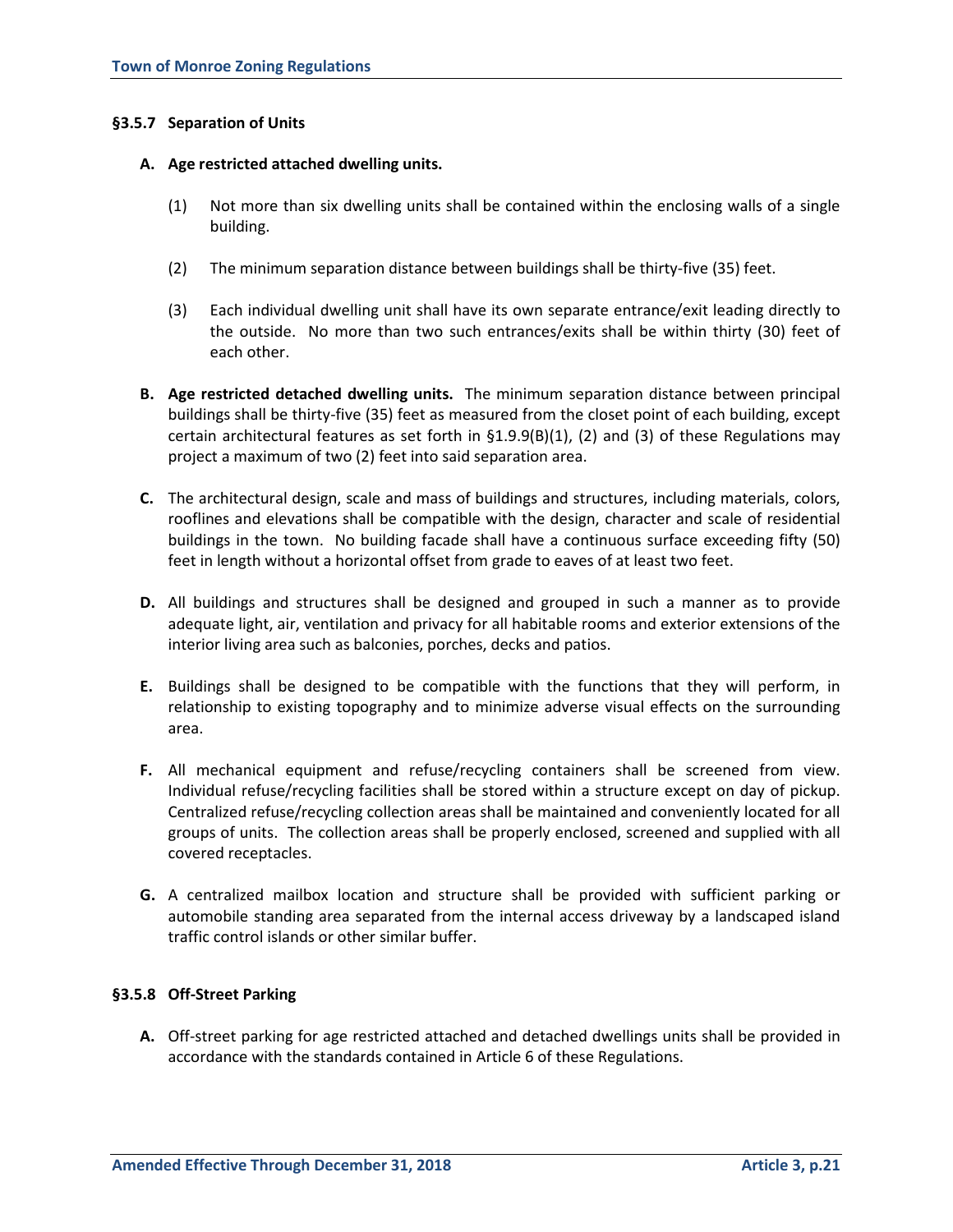### §3.5.7 Separation of Units

**A. Age restricted attached dwelling units.**

(1) Not more than six dwelling units shall be contained within the enclosing walls of a single building.

(2) The minimum separation distance between buildings shall be thirty-five (35) feet.

(3) Each individual dwelling unit shall have its own separate entrance/exit leading directly to the outside. No more than two such entrances/exits shall be within thirty (30) feet of each other.

**B. Age restricted detached dwelling units.** The minimum separation distance between principal buildings shall be thirty-five (35) feet as measured from the closet point of each building, except certain architectural features as set forth in §1.9.9(B)(1), (2) and (3) of these Regulations may project a maximum of two (2) feet into said separation area.

**C.** The architectural design, scale and mass of buildings and structures, including materials, colors, rooflines and elevations shall be compatible with the design, character and scale of residential buildings in the town. No building facade shall have a continuous surface exceeding fifty (50) feet in length without a horizontal offset from grade to eaves of at least two feet.

**D.** All buildings and structures shall be designed and grouped in such a manner as to provide adequate light, air, ventilation and privacy for all habitable rooms and exterior extensions of the interior living area such as balconies, porches, decks and patios.

**E.** Buildings shall be designed to be compatible with the functions that they will perform, in relationship to existing topography and to minimize adverse visual effects on the surrounding area.

**F.** All mechanical equipment and refuse/recycling containers shall be screened from view. Individual refuse/recycling facilities shall be stored within a structure except on day of pickup. Centralized refuse/recycling collection areas shall be maintained and conveniently located for all groups of units. The collection areas shall be properly enclosed, screened and supplied with all covered receptacles.

**G.** A centralized mailbox location and structure shall be provided with sufficient parking or automobile standing area separated from the internal access driveway by a landscaped island traffic control islands or other similar buffer.

### §3.5.8 Off-Street Parking

**A.** Off-street parking for age restricted attached and detached dwellings units shall be provided in accordance with the standards contained in Article 6 of these Regulations.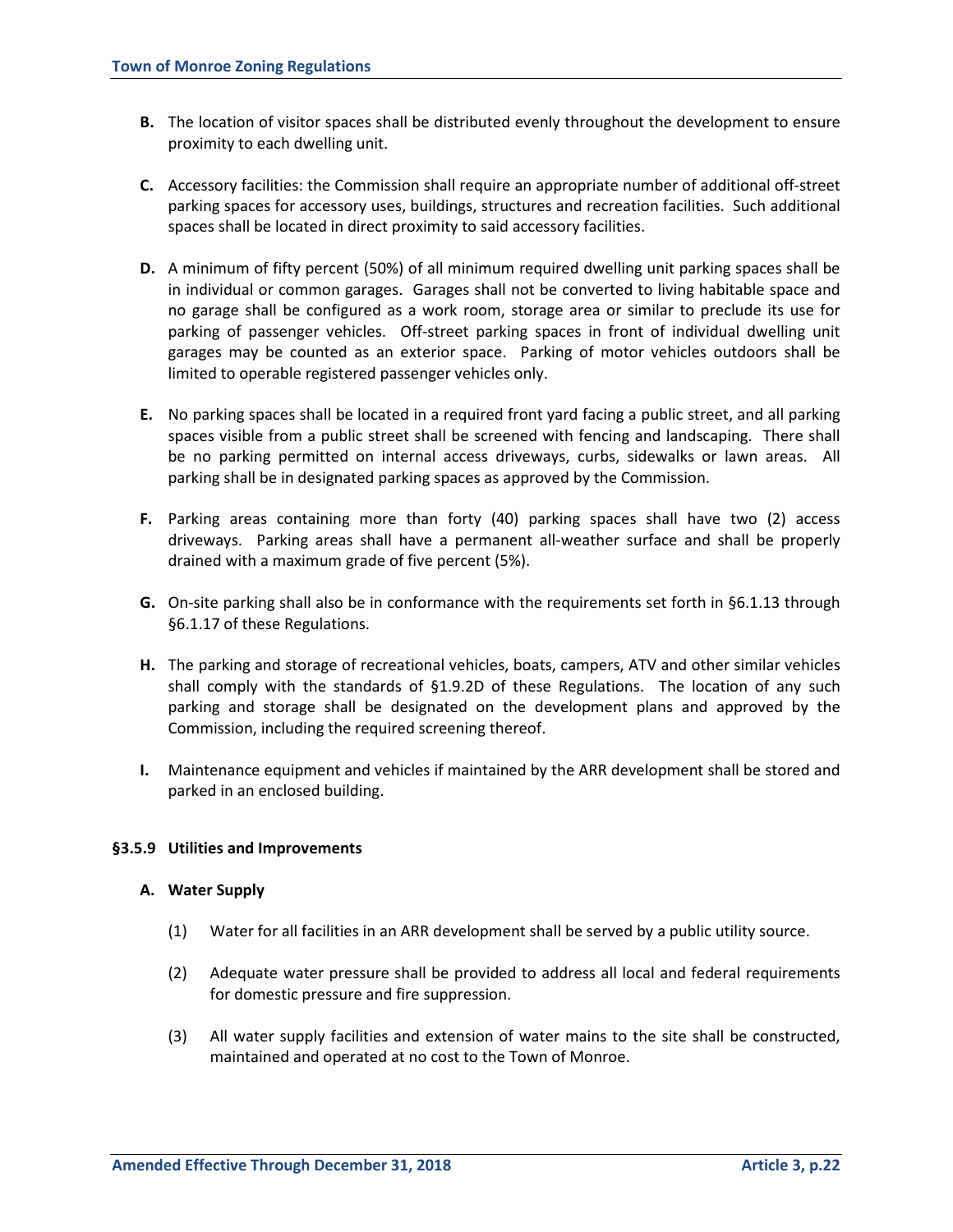**B.** The location of visitor spaces shall be distributed evenly throughout the development to ensure proximity to each dwelling unit.

**C.** Accessory facilities: the Commission shall require an appropriate number of additional off-street parking spaces for accessory uses, buildings, structures and recreation facilities. Such additional spaces shall be located in direct proximity to said accessory facilities.

**D.** A minimum of fifty percent (50%) of all minimum required dwelling unit parking spaces shall be in individual or common garages. Garages shall not be converted to living habitable space and no garage shall be configured as a work room, storage area or similar to preclude its use for parking of passenger vehicles. Off-street parking spaces in front of individual dwelling unit garages may be counted as an exterior space. Parking of motor vehicles outdoors shall be limited to operable registered passenger vehicles only.

**E.** No parking spaces shall be located in a required front yard facing a public street, and all parking spaces visible from a public street shall be screened with fencing and landscaping. There shall be no parking permitted on internal access driveways, curbs, sidewalks or lawn areas. All parking shall be in designated parking spaces as approved by the Commission.

**F.** Parking areas containing more than forty (40) parking spaces shall have two (2) access driveways. Parking areas shall have a permanent all-weather surface and shall be properly drained with a maximum grade of five percent (5%).

**G.** On-site parking shall also be in conformance with the requirements set forth in §6.1.13 through §6.1.17 of these Regulations.

**H.** The parking and storage of recreational vehicles, boats, campers, ATV and other similar vehicles shall comply with the standards of §1.9.2D of these Regulations. The location of any such parking and storage shall be designated on the development plans and approved by the Commission, including the required screening thereof.

**I.** Maintenance equipment and vehicles if maintained by the ARR development shall be stored and parked in an enclosed building.

### §3.5.9 Utilities and Improvements

**A. Water Supply**

(1) Water for all facilities in an ARR development shall be served by a public utility source.

(2) Adequate water pressure shall be provided to address all local and federal requirements for domestic pressure and fire suppression.

(3) All water supply facilities and extension of water mains to the site shall be constructed, maintained and operated at no cost to the Town of Monroe.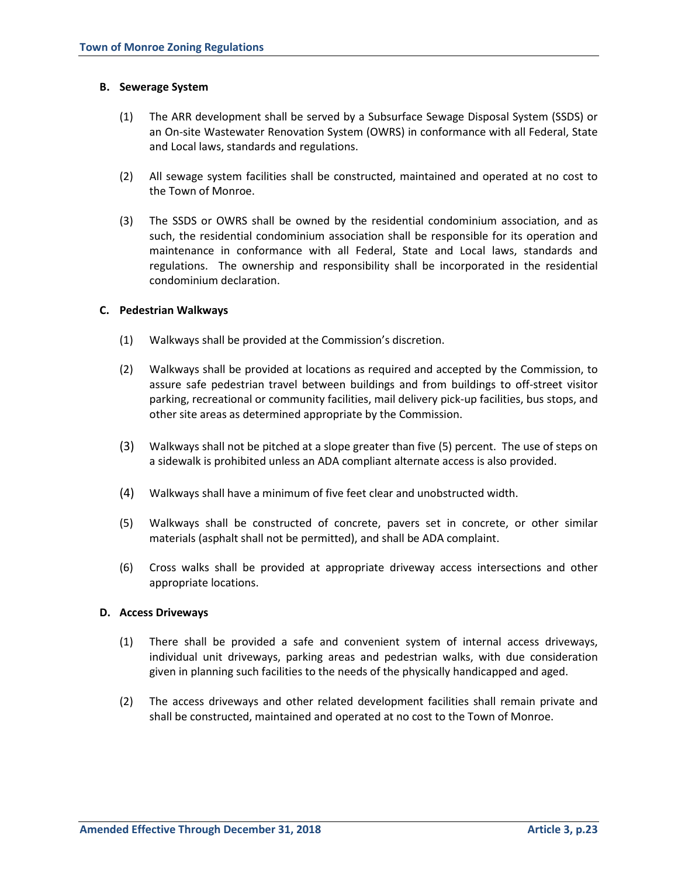**B. Sewerage System**

(1) The ARR development shall be served by a Subsurface Sewage Disposal System (SSDS) or an On-site Wastewater Renovation System (OWRS) in conformance with all Federal, State and Local laws, standards and regulations.

(2) All sewage system facilities shall be constructed, maintained and operated at no cost to the Town of Monroe.

(3) The SSDS or OWRS shall be owned by the residential condominium association, and as such, the residential condominium association shall be responsible for its operation and maintenance in conformance with all Federal, State and Local laws, standards and regulations. The ownership and responsibility shall be incorporated in the residential condominium declaration.

**C. Pedestrian Walkways**

(1) Walkways shall be provided at the Commission's discretion.

(2) Walkways shall be provided at locations as required and accepted by the Commission, to assure safe pedestrian travel between buildings and from buildings to off-street visitor parking, recreational or community facilities, mail delivery pick-up facilities, bus stops, and other site areas as determined appropriate by the Commission.

(3) Walkways shall not be pitched at a slope greater than five (5) percent. The use of steps on a sidewalk is prohibited unless an ADA compliant alternate access is also provided.

(4) Walkways shall have a minimum of five feet clear and unobstructed width.

(5) Walkways shall be constructed of concrete, pavers set in concrete, or other similar materials (asphalt shall not be permitted), and shall be ADA complaint.

(6) Cross walks shall be provided at appropriate driveway access intersections and other appropriate locations.

**D. Access Driveways**

(1) There shall be provided a safe and convenient system of internal access driveways, individual unit driveways, parking areas and pedestrian walks, with due consideration given in planning such facilities to the needs of the physically handicapped and aged.

(2) The access driveways and other related development facilities shall remain private and shall be constructed, maintained and operated at no cost to the Town of Monroe.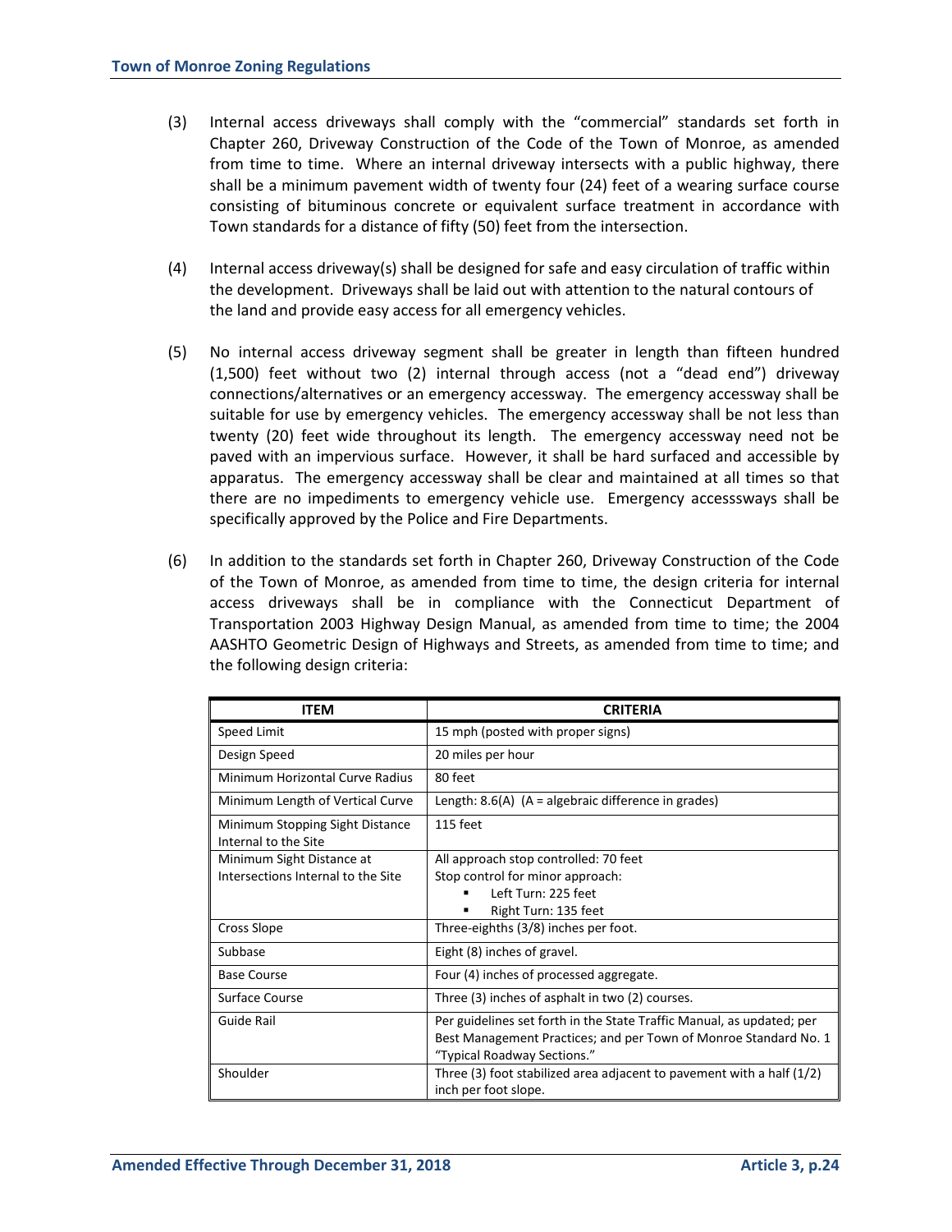(3) Internal access driveways shall comply with the "commercial" standards set forth in Chapter 260, Driveway Construction of the Code of the Town of Monroe, as amended from time to time. Where an internal driveway intersects with a public highway, there shall be a minimum pavement width of twenty four (24) feet of a wearing surface course consisting of bituminous concrete or equivalent surface treatment in accordance with Town standards for a distance of fifty (50) feet from the intersection.

(4) Internal access driveway(s) shall be designed for safe and easy circulation of traffic within the development. Driveways shall be laid out with attention to the natural contours of the land and provide easy access for all emergency vehicles.

(5) No internal access driveway segment shall be greater in length than fifteen hundred (1,500) feet without two (2) internal through access (not a "dead end") driveway connections/alternatives or an emergency accessway. The emergency accessway shall be suitable for use by emergency vehicles. The emergency accessway shall be not less than twenty (20) feet wide throughout its length. The emergency accessway need not be paved with an impervious surface. However, it shall be hard surfaced and accessible by apparatus. The emergency accessway shall be clear and maintained at all times so that there are no impediments to emergency vehicle use. Emergency accesssways shall be specifically approved by the Police and Fire Departments.

(6) In addition to the standards set forth in Chapter 260, Driveway Construction of the Code of the Town of Monroe, as amended from time to time, the design criteria for internal access driveways shall be in compliance with the Connecticut Department of Transportation 2003 Highway Design Manual, as amended from time to time; the 2004 AASHTO Geometric Design of Highways and Streets, as amended from time to time; and the following design criteria:

| ITEM | CRITERIA |
|---|---|
| Speed Limit | 15 mph (posted with proper signs) |
| Design Speed | 20 miles per hour |
| Minimum Horizontal Curve Radius | 80 feet |
| Minimum Length of Vertical Curve | Length: 8.6(A) (A = algebraic difference in grades) |
| Minimum Stopping Sight Distance Internal to the Site | 115 feet |
| Minimum Sight Distance at Intersections Internal to the Site | All approach stop controlled: 70 feet<br>Stop control for minor approach:<br>▪ Left Turn: 225 feet<br>▪ Right Turn: 135 feet |
| Cross Slope | Three-eighths (3/8) inches per foot. |
| Subbase | Eight (8) inches of gravel. |
| Base Course | Four (4) inches of processed aggregate. |
| Surface Course | Three (3) inches of asphalt in two (2) courses. |
| Guide Rail | Per guidelines set forth in the State Traffic Manual, as updated; per Best Management Practices; and per Town of Monroe Standard No. 1 "Typical Roadway Sections." |
| Shoulder | Three (3) foot stabilized area adjacent to pavement with a half (1/2) inch per foot slope. |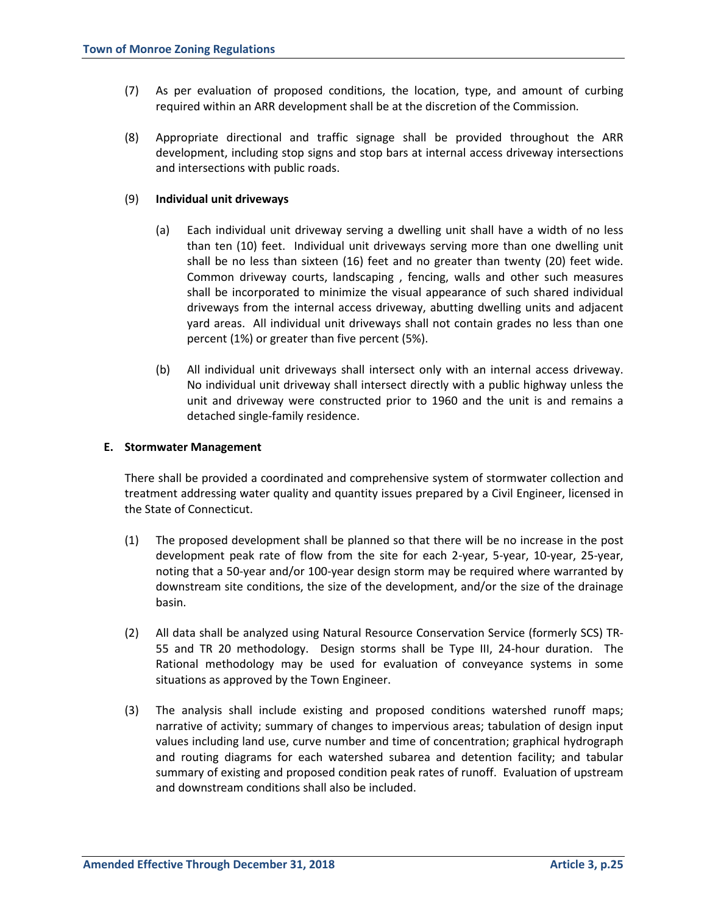(7) As per evaluation of proposed conditions, the location, type, and amount of curbing required within an ARR development shall be at the discretion of the Commission.

(8) Appropriate directional and traffic signage shall be provided throughout the ARR development, including stop signs and stop bars at internal access driveway intersections and intersections with public roads.

(9) **Individual unit driveways**

(a) Each individual unit driveway serving a dwelling unit shall have a width of no less than ten (10) feet. Individual unit driveways serving more than one dwelling unit shall be no less than sixteen (16) feet and no greater than twenty (20) feet wide. Common driveway courts, landscaping , fencing, walls and other such measures shall be incorporated to minimize the visual appearance of such shared individual driveways from the internal access driveway, abutting dwelling units and adjacent yard areas. All individual unit driveways shall not contain grades no less than one percent (1%) or greater than five percent (5%).

(b) All individual unit driveways shall intersect only with an internal access driveway. No individual unit driveway shall intersect directly with a public highway unless the unit and driveway were constructed prior to 1960 and the unit is and remains a detached single-family residence.

**E. Stormwater Management**

There shall be provided a coordinated and comprehensive system of stormwater collection and treatment addressing water quality and quantity issues prepared by a Civil Engineer, licensed in the State of Connecticut.

(1) The proposed development shall be planned so that there will be no increase in the post development peak rate of flow from the site for each 2-year, 5-year, 10-year, 25-year, noting that a 50-year and/or 100-year design storm may be required where warranted by downstream site conditions, the size of the development, and/or the size of the drainage basin.

(2) All data shall be analyzed using Natural Resource Conservation Service (formerly SCS) TR-55 and TR 20 methodology. Design storms shall be Type III, 24-hour duration. The Rational methodology may be used for evaluation of conveyance systems in some situations as approved by the Town Engineer.

(3) The analysis shall include existing and proposed conditions watershed runoff maps; narrative of activity; summary of changes to impervious areas; tabulation of design input values including land use, curve number and time of concentration; graphical hydrograph and routing diagrams for each watershed subarea and detention facility; and tabular summary of existing and proposed condition peak rates of runoff. Evaluation of upstream and downstream conditions shall also be included.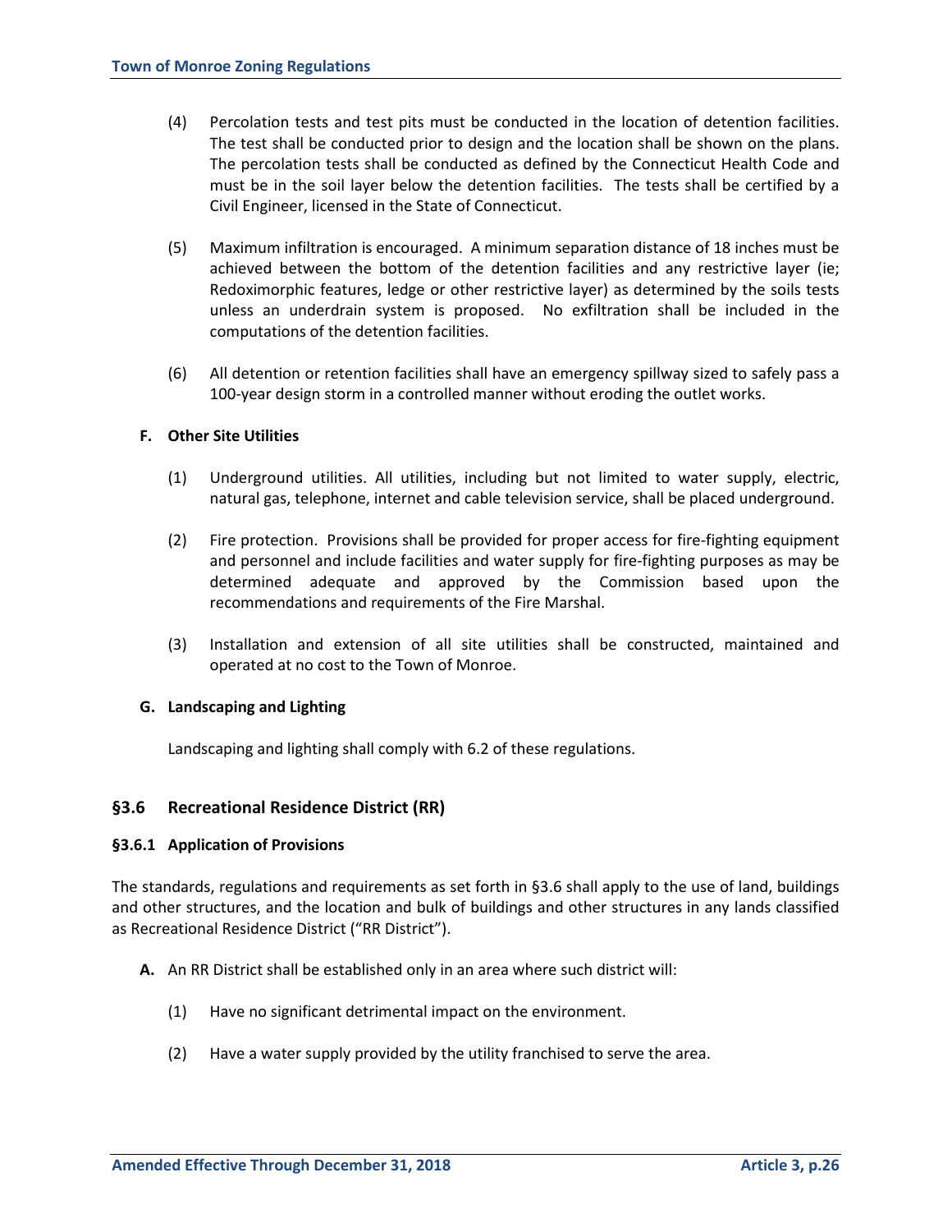(4) Percolation tests and test pits must be conducted in the location of detention facilities. The test shall be conducted prior to design and the location shall be shown on the plans. The percolation tests shall be conducted as defined by the Connecticut Health Code and must be in the soil layer below the detention facilities. The tests shall be certified by a Civil Engineer, licensed in the State of Connecticut.

(5) Maximum infiltration is encouraged. A minimum separation distance of 18 inches must be achieved between the bottom of the detention facilities and any restrictive layer (ie; Redoximorphic features, ledge or other restrictive layer) as determined by the soils tests unless an underdrain system is proposed. No exfiltration shall be included in the computations of the detention facilities.

(6) All detention or retention facilities shall have an emergency spillway sized to safely pass a 100-year design storm in a controlled manner without eroding the outlet works.

**F. Other Site Utilities**

(1) Underground utilities. All utilities, including but not limited to water supply, electric, natural gas, telephone, internet and cable television service, shall be placed underground.

(2) Fire protection. Provisions shall be provided for proper access for fire-fighting equipment and personnel and include facilities and water supply for fire-fighting purposes as may be determined adequate and approved by the Commission based upon the recommendations and requirements of the Fire Marshal.

(3) Installation and extension of all site utilities shall be constructed, maintained and operated at no cost to the Town of Monroe.

**G. Landscaping and Lighting**

Landscaping and lighting shall comply with 6.2 of these regulations.

## §3.6 Recreational Residence District (RR)

### §3.6.1 Application of Provisions

The standards, regulations and requirements as set forth in §3.6 shall apply to the use of land, buildings and other structures, and the location and bulk of buildings and other structures in any lands classified as Recreational Residence District ("RR District").

**A.** An RR District shall be established only in an area where such district will:

(1) Have no significant detrimental impact on the environment.

(2) Have a water supply provided by the utility franchised to serve the area.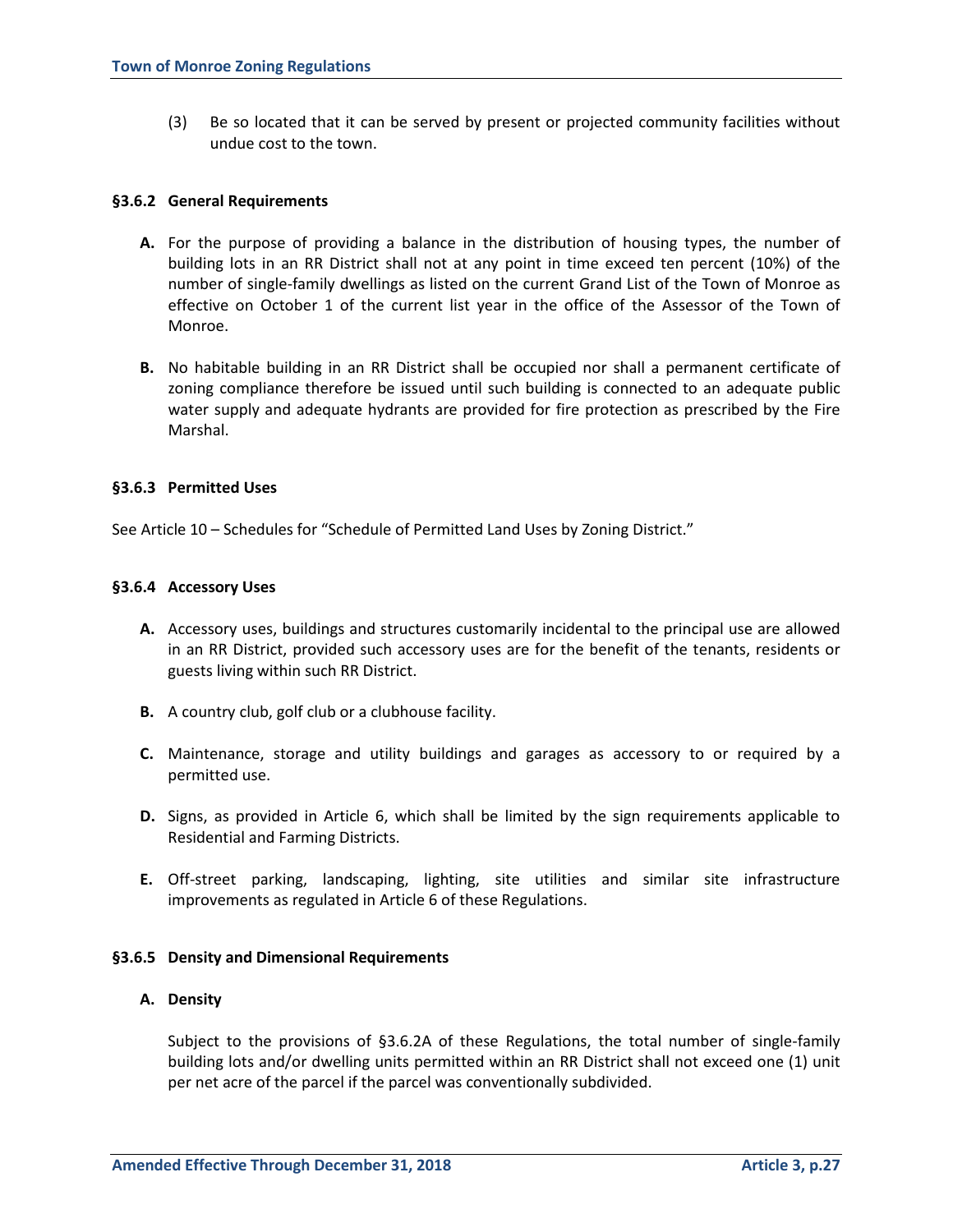(3) Be so located that it can be served by present or projected community facilities without undue cost to the town.

### §3.6.2 General Requirements

**A.** For the purpose of providing a balance in the distribution of housing types, the number of building lots in an RR District shall not at any point in time exceed ten percent (10%) of the number of single-family dwellings as listed on the current Grand List of the Town of Monroe as effective on October 1 of the current list year in the office of the Assessor of the Town of Monroe.

**B.** No habitable building in an RR District shall be occupied nor shall a permanent certificate of zoning compliance therefore be issued until such building is connected to an adequate public water supply and adequate hydrants are provided for fire protection as prescribed by the Fire Marshal.

### §3.6.3 Permitted Uses

See Article 10 – Schedules for "Schedule of Permitted Land Uses by Zoning District."

### §3.6.4 Accessory Uses

**A.** Accessory uses, buildings and structures customarily incidental to the principal use are allowed in an RR District, provided such accessory uses are for the benefit of the tenants, residents or guests living within such RR District.

**B.** A country club, golf club or a clubhouse facility.

**C.** Maintenance, storage and utility buildings and garages as accessory to or required by a permitted use.

**D.** Signs, as provided in Article 6, which shall be limited by the sign requirements applicable to Residential and Farming Districts.

**E.** Off-street parking, landscaping, lighting, site utilities and similar site infrastructure improvements as regulated in Article 6 of these Regulations.

### §3.6.5 Density and Dimensional Requirements

**A. Density**

Subject to the provisions of §3.6.2A of these Regulations, the total number of single-family building lots and/or dwelling units permitted within an RR District shall not exceed one (1) unit per net acre of the parcel if the parcel was conventionally subdivided.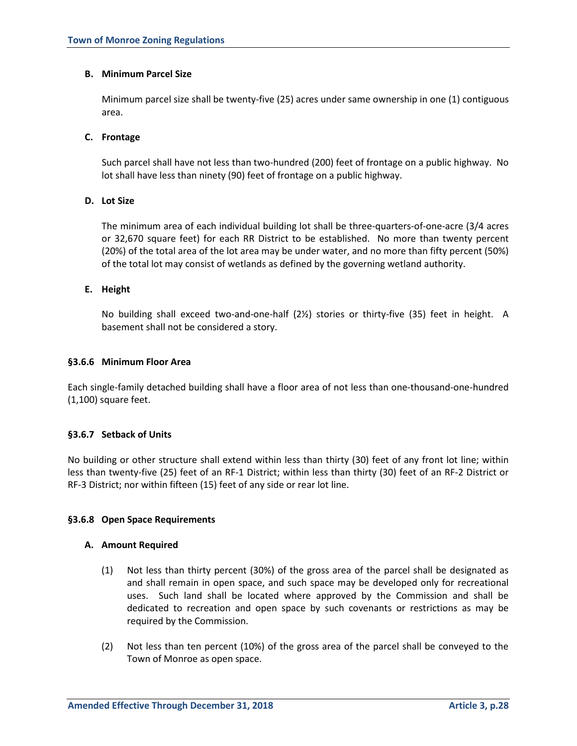**B. Minimum Parcel Size**

Minimum parcel size shall be twenty-five (25) acres under same ownership in one (1) contiguous area.

**C. Frontage**

Such parcel shall have not less than two-hundred (200) feet of frontage on a public highway. No lot shall have less than ninety (90) feet of frontage on a public highway.

**D. Lot Size**

The minimum area of each individual building lot shall be three-quarters-of-one-acre (3/4 acres or 32,670 square feet) for each RR District to be established. No more than twenty percent (20%) of the total area of the lot area may be under water, and no more than fifty percent (50%) of the total lot may consist of wetlands as defined by the governing wetland authority.

**E. Height**

No building shall exceed two-and-one-half (2½) stories or thirty-five (35) feet in height. A basement shall not be considered a story.

### §3.6.6 Minimum Floor Area

Each single-family detached building shall have a floor area of not less than one-thousand-one-hundred (1,100) square feet.

### §3.6.7 Setback of Units

No building or other structure shall extend within less than thirty (30) feet of any front lot line; within less than twenty-five (25) feet of an RF-1 District; within less than thirty (30) feet of an RF-2 District or RF-3 District; nor within fifteen (15) feet of any side or rear lot line.

### §3.6.8 Open Space Requirements

**A. Amount Required**

(1) Not less than thirty percent (30%) of the gross area of the parcel shall be designated as and shall remain in open space, and such space may be developed only for recreational uses. Such land shall be located where approved by the Commission and shall be dedicated to recreation and open space by such covenants or restrictions as may be required by the Commission.

(2) Not less than ten percent (10%) of the gross area of the parcel shall be conveyed to the Town of Monroe as open space.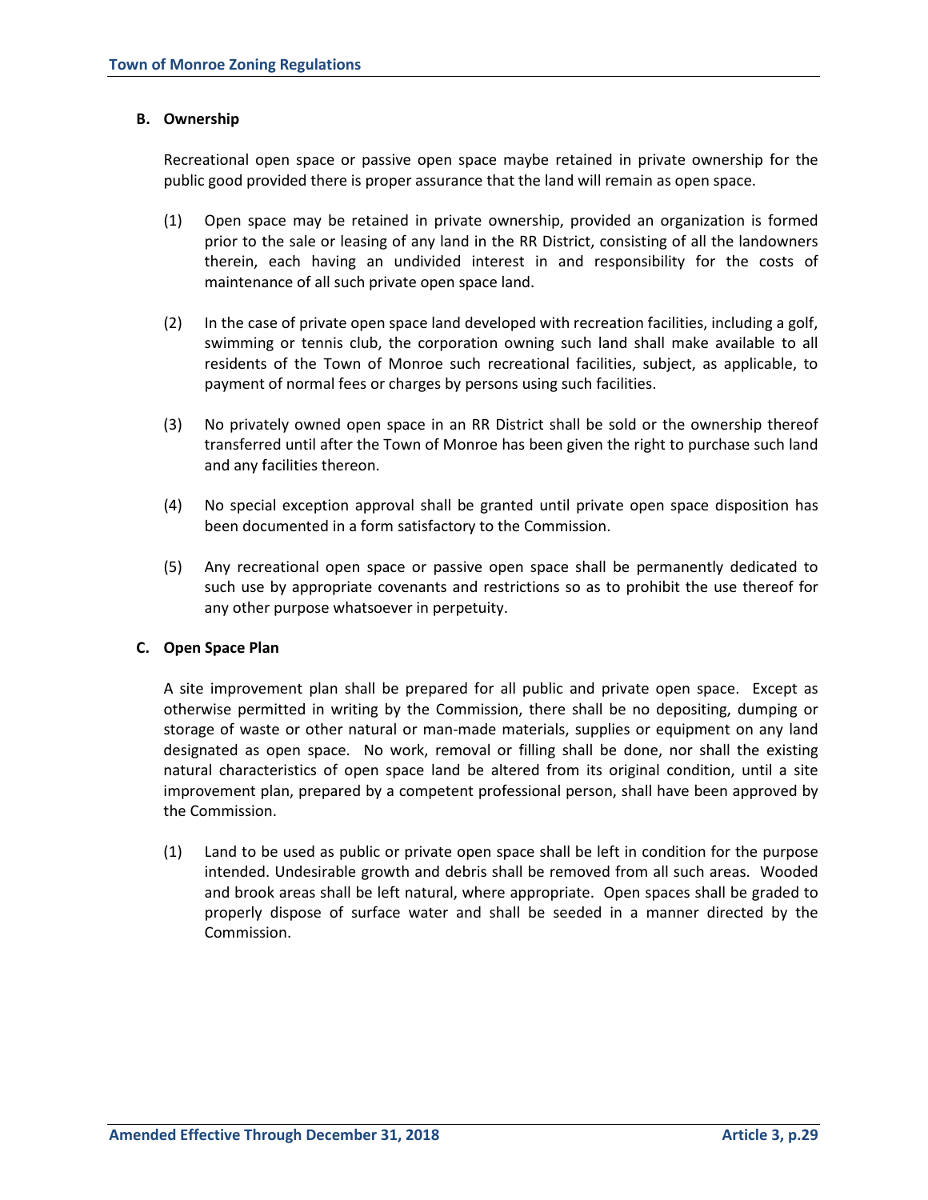**B. Ownership**

Recreational open space or passive open space maybe retained in private ownership for the public good provided there is proper assurance that the land will remain as open space.

(1) Open space may be retained in private ownership, provided an organization is formed prior to the sale or leasing of any land in the RR District, consisting of all the landowners therein, each having an undivided interest in and responsibility for the costs of maintenance of all such private open space land.

(2) In the case of private open space land developed with recreation facilities, including a golf, swimming or tennis club, the corporation owning such land shall make available to all residents of the Town of Monroe such recreational facilities, subject, as applicable, to payment of normal fees or charges by persons using such facilities.

(3) No privately owned open space in an RR District shall be sold or the ownership thereof transferred until after the Town of Monroe has been given the right to purchase such land and any facilities thereon.

(4) No special exception approval shall be granted until private open space disposition has been documented in a form satisfactory to the Commission.

(5) Any recreational open space or passive open space shall be permanently dedicated to such use by appropriate covenants and restrictions so as to prohibit the use thereof for any other purpose whatsoever in perpetuity.

**C. Open Space Plan**

A site improvement plan shall be prepared for all public and private open space. Except as otherwise permitted in writing by the Commission, there shall be no depositing, dumping or storage of waste or other natural or man-made materials, supplies or equipment on any land designated as open space. No work, removal or filling shall be done, nor shall the existing natural characteristics of open space land be altered from its original condition, until a site improvement plan, prepared by a competent professional person, shall have been approved by the Commission.

(1) Land to be used as public or private open space shall be left in condition for the purpose intended. Undesirable growth and debris shall be removed from all such areas. Wooded and brook areas shall be left natural, where appropriate. Open spaces shall be graded to properly dispose of surface water and shall be seeded in a manner directed by the Commission.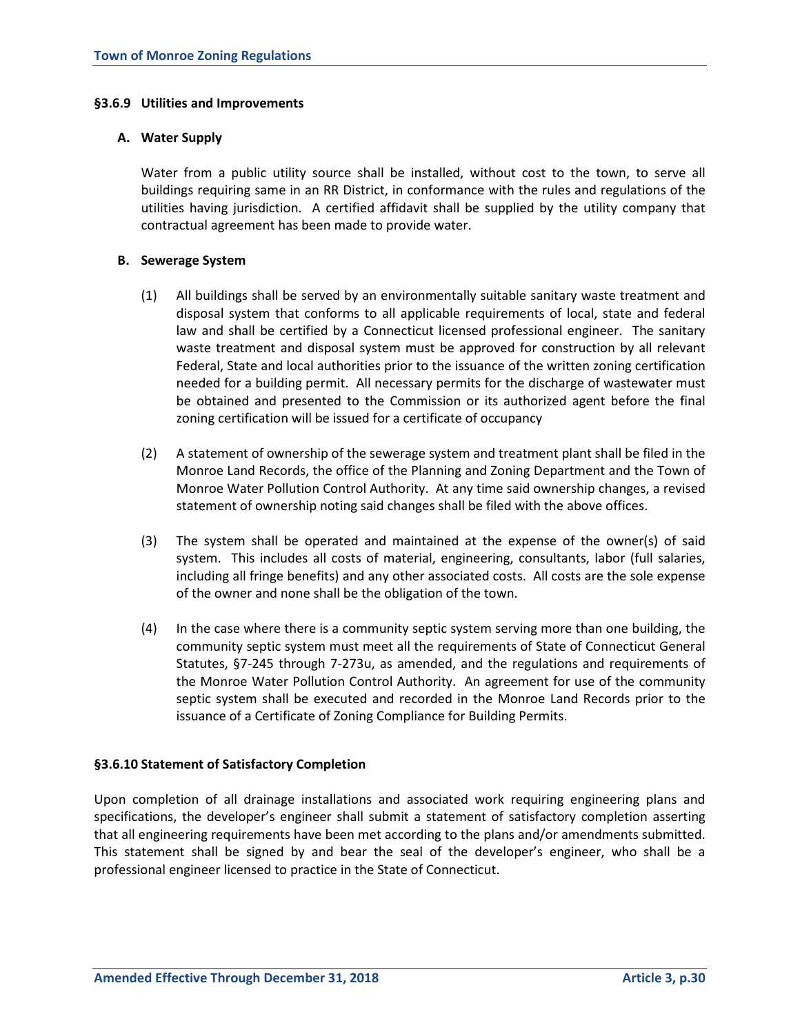### §3.6.9 Utilities and Improvements

#### A. Water Supply

Water from a public utility source shall be installed, without cost to the town, to serve all buildings requiring same in an RR District, in conformance with the rules and regulations of the utilities having jurisdiction. A certified affidavit shall be supplied by the utility company that contractual agreement has been made to provide water.

#### B. Sewerage System

(1) All buildings shall be served by an environmentally suitable sanitary waste treatment and disposal system that conforms to all applicable requirements of local, state and federal law and shall be certified by a Connecticut licensed professional engineer. The sanitary waste treatment and disposal system must be approved for construction by all relevant Federal, State and local authorities prior to the issuance of the written zoning certification needed for a building permit. All necessary permits for the discharge of wastewater must be obtained and presented to the Commission or its authorized agent before the final zoning certification will be issued for a certificate of occupancy

(2) A statement of ownership of the sewerage system and treatment plant shall be filed in the Monroe Land Records, the office of the Planning and Zoning Department and the Town of Monroe Water Pollution Control Authority. At any time said ownership changes, a revised statement of ownership noting said changes shall be filed with the above offices.

(3) The system shall be operated and maintained at the expense of the owner(s) of said system. This includes all costs of material, engineering, consultants, labor (full salaries, including all fringe benefits) and any other associated costs. All costs are the sole expense of the owner and none shall be the obligation of the town.

(4) In the case where there is a community septic system serving more than one building, the community septic system must meet all the requirements of State of Connecticut General Statutes, §7-245 through 7-273u, as amended, and the regulations and requirements of the Monroe Water Pollution Control Authority. An agreement for use of the community septic system shall be executed and recorded in the Monroe Land Records prior to the issuance of a Certificate of Zoning Compliance for Building Permits.

### §3.6.10 Statement of Satisfactory Completion

Upon completion of all drainage installations and associated work requiring engineering plans and specifications, the developer's engineer shall submit a statement of satisfactory completion asserting that all engineering requirements have been met according to the plans and/or amendments submitted. This statement shall be signed by and bear the seal of the developer's engineer, who shall be a professional engineer licensed to practice in the State of Connecticut.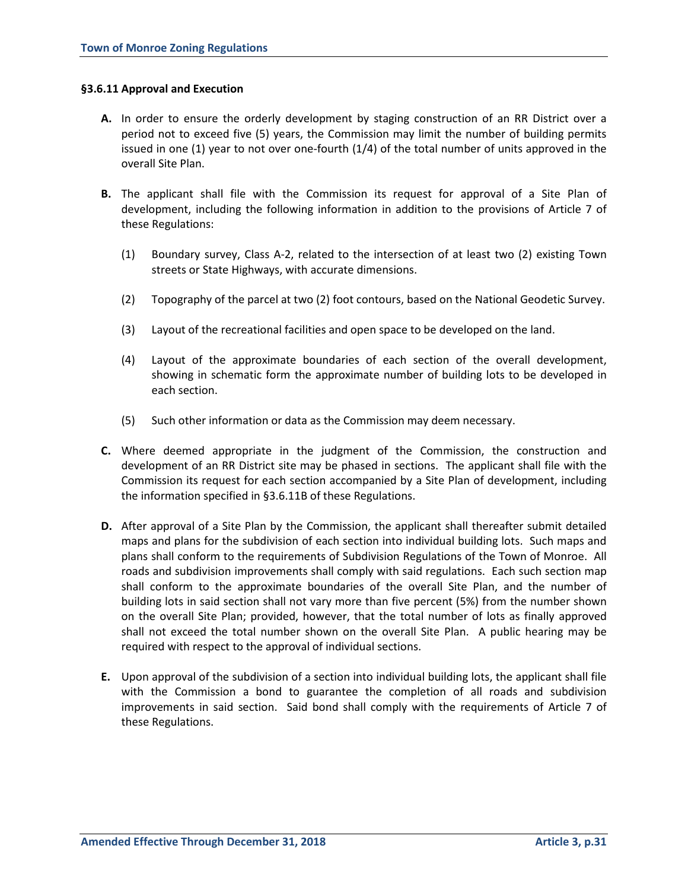#### §3.6.11 Approval and Execution

**A.** In order to ensure the orderly development by staging construction of an RR District over a period not to exceed five (5) years, the Commission may limit the number of building permits issued in one (1) year to not over one-fourth (1/4) of the total number of units approved in the overall Site Plan.

**B.** The applicant shall file with the Commission its request for approval of a Site Plan of development, including the following information in addition to the provisions of Article 7 of these Regulations:

(1) Boundary survey, Class A-2, related to the intersection of at least two (2) existing Town streets or State Highways, with accurate dimensions.

(2) Topography of the parcel at two (2) foot contours, based on the National Geodetic Survey.

(3) Layout of the recreational facilities and open space to be developed on the land.

(4) Layout of the approximate boundaries of each section of the overall development, showing in schematic form the approximate number of building lots to be developed in each section.

(5) Such other information or data as the Commission may deem necessary.

**C.** Where deemed appropriate in the judgment of the Commission, the construction and development of an RR District site may be phased in sections. The applicant shall file with the Commission its request for each section accompanied by a Site Plan of development, including the information specified in §3.6.11B of these Regulations.

**D.** After approval of a Site Plan by the Commission, the applicant shall thereafter submit detailed maps and plans for the subdivision of each section into individual building lots. Such maps and plans shall conform to the requirements of Subdivision Regulations of the Town of Monroe. All roads and subdivision improvements shall comply with said regulations. Each such section map shall conform to the approximate boundaries of the overall Site Plan, and the number of building lots in said section shall not vary more than five percent (5%) from the number shown on the overall Site Plan; provided, however, that the total number of lots as finally approved shall not exceed the total number shown on the overall Site Plan. A public hearing may be required with respect to the approval of individual sections.

**E.** Upon approval of the subdivision of a section into individual building lots, the applicant shall file with the Commission a bond to guarantee the completion of all roads and subdivision improvements in said section. Said bond shall comply with the requirements of Article 7 of these Regulations.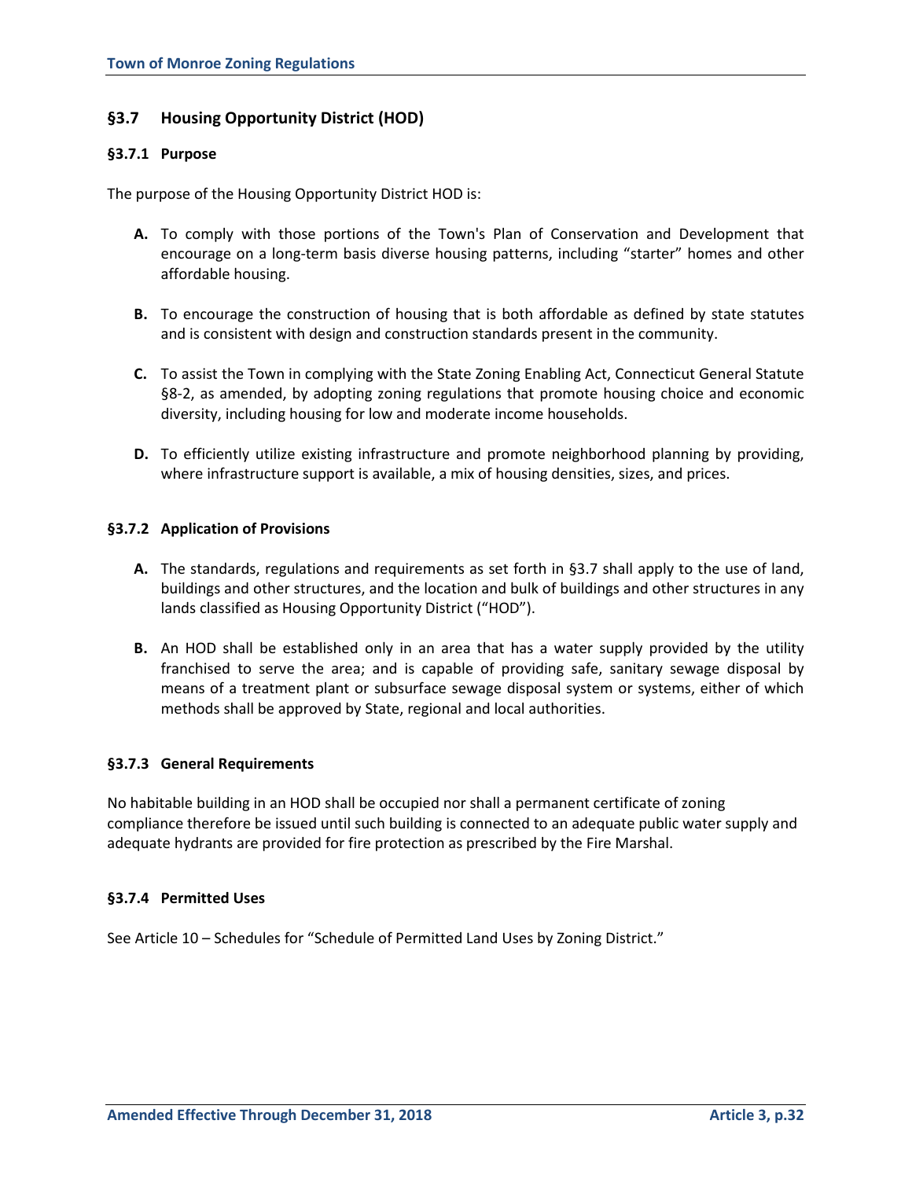## §3.7 Housing Opportunity District (HOD)

### §3.7.1 Purpose

The purpose of the Housing Opportunity District HOD is:

**A.** To comply with those portions of the Town's Plan of Conservation and Development that encourage on a long-term basis diverse housing patterns, including "starter" homes and other affordable housing.

**B.** To encourage the construction of housing that is both affordable as defined by state statutes and is consistent with design and construction standards present in the community.

**C.** To assist the Town in complying with the State Zoning Enabling Act, Connecticut General Statute §8-2, as amended, by adopting zoning regulations that promote housing choice and economic diversity, including housing for low and moderate income households.

**D.** To efficiently utilize existing infrastructure and promote neighborhood planning by providing, where infrastructure support is available, a mix of housing densities, sizes, and prices.

### §3.7.2 Application of Provisions

**A.** The standards, regulations and requirements as set forth in §3.7 shall apply to the use of land, buildings and other structures, and the location and bulk of buildings and other structures in any lands classified as Housing Opportunity District ("HOD").

**B.** An HOD shall be established only in an area that has a water supply provided by the utility franchised to serve the area; and is capable of providing safe, sanitary sewage disposal by means of a treatment plant or subsurface sewage disposal system or systems, either of which methods shall be approved by State, regional and local authorities.

### §3.7.3 General Requirements

No habitable building in an HOD shall be occupied nor shall a permanent certificate of zoning compliance therefore be issued until such building is connected to an adequate public water supply and adequate hydrants are provided for fire protection as prescribed by the Fire Marshal.

### §3.7.4 Permitted Uses

See Article 10 – Schedules for "Schedule of Permitted Land Uses by Zoning District."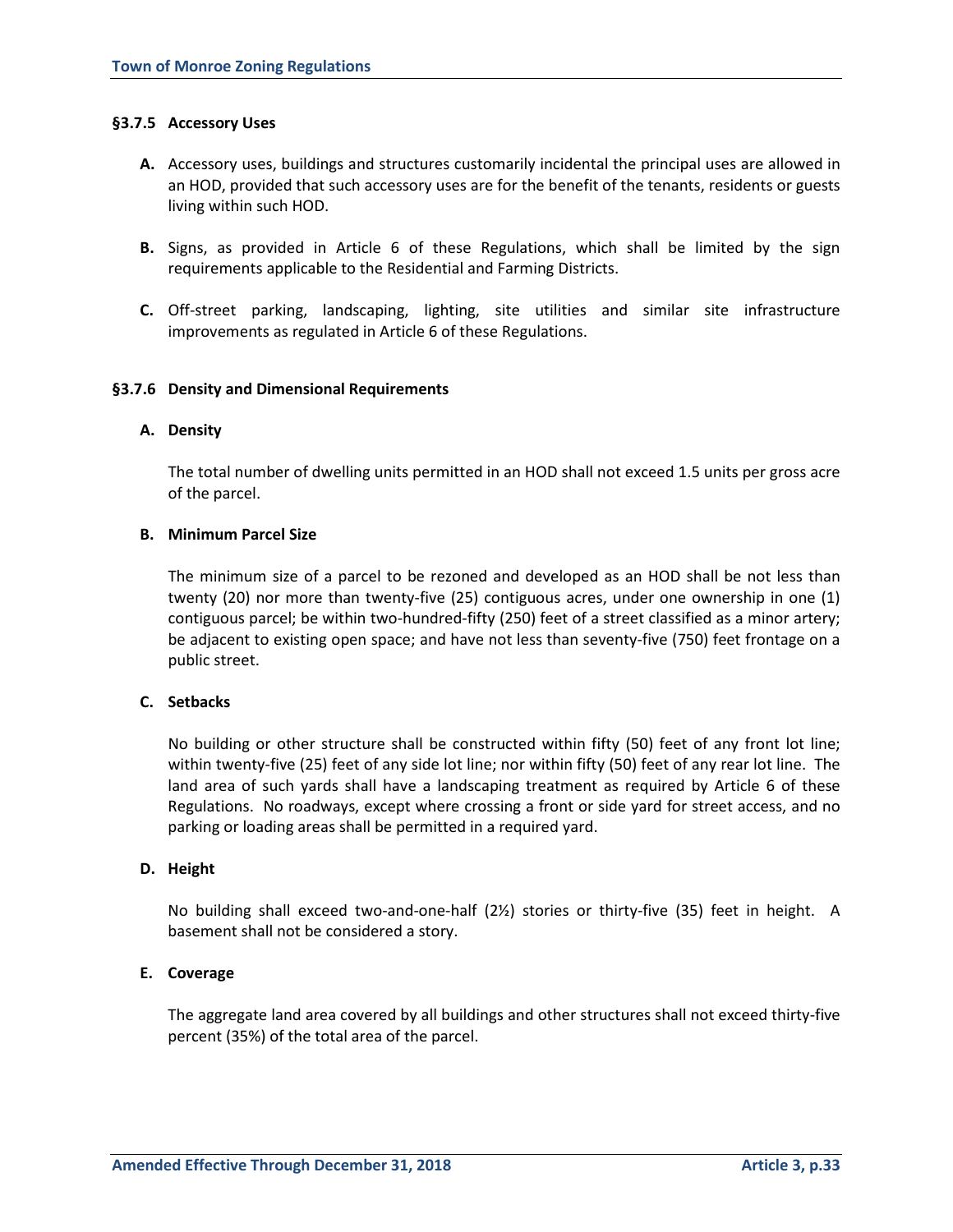### §3.7.5 Accessory Uses

**A.** Accessory uses, buildings and structures customarily incidental the principal uses are allowed in an HOD, provided that such accessory uses are for the benefit of the tenants, residents or guests living within such HOD.

**B.** Signs, as provided in Article 6 of these Regulations, which shall be limited by the sign requirements applicable to the Residential and Farming Districts.

**C.** Off-street parking, landscaping, lighting, site utilities and similar site infrastructure improvements as regulated in Article 6 of these Regulations.

### §3.7.6 Density and Dimensional Requirements

**A. Density**

The total number of dwelling units permitted in an HOD shall not exceed 1.5 units per gross acre of the parcel.

**B. Minimum Parcel Size**

The minimum size of a parcel to be rezoned and developed as an HOD shall be not less than twenty (20) nor more than twenty-five (25) contiguous acres, under one ownership in one (1) contiguous parcel; be within two-hundred-fifty (250) feet of a street classified as a minor artery; be adjacent to existing open space; and have not less than seventy-five (750) feet frontage on a public street.

**C. Setbacks**

No building or other structure shall be constructed within fifty (50) feet of any front lot line; within twenty-five (25) feet of any side lot line; nor within fifty (50) feet of any rear lot line. The land area of such yards shall have a landscaping treatment as required by Article 6 of these Regulations. No roadways, except where crossing a front or side yard for street access, and no parking or loading areas shall be permitted in a required yard.

**D. Height**

No building shall exceed two-and-one-half (2½) stories or thirty-five (35) feet in height. A basement shall not be considered a story.

**E. Coverage**

The aggregate land area covered by all buildings and other structures shall not exceed thirty-five percent (35%) of the total area of the parcel.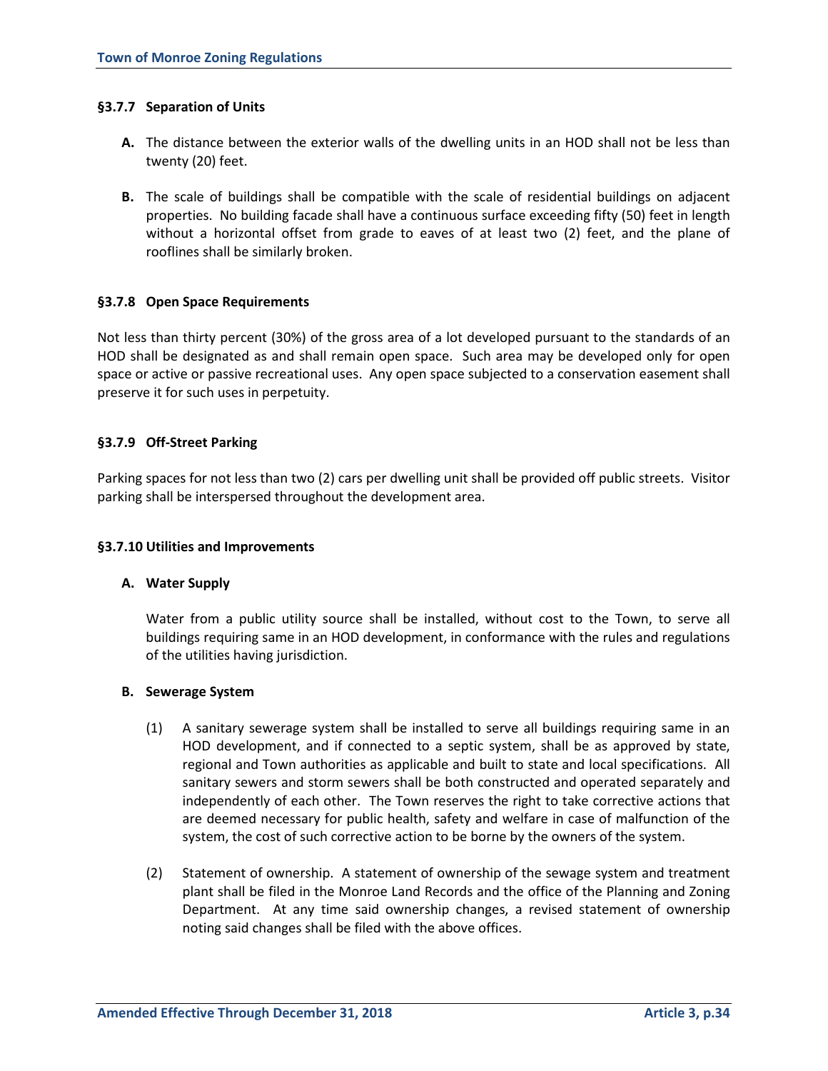#### §3.7.7 Separation of Units

**A.** The distance between the exterior walls of the dwelling units in an HOD shall not be less than twenty (20) feet.

**B.** The scale of buildings shall be compatible with the scale of residential buildings on adjacent properties. No building facade shall have a continuous surface exceeding fifty (50) feet in length without a horizontal offset from grade to eaves of at least two (2) feet, and the plane of rooflines shall be similarly broken.

#### §3.7.8 Open Space Requirements

Not less than thirty percent (30%) of the gross area of a lot developed pursuant to the standards of an HOD shall be designated as and shall remain open space. Such area may be developed only for open space or active or passive recreational uses. Any open space subjected to a conservation easement shall preserve it for such uses in perpetuity.

#### §3.7.9 Off-Street Parking

Parking spaces for not less than two (2) cars per dwelling unit shall be provided off public streets. Visitor parking shall be interspersed throughout the development area.

#### §3.7.10 Utilities and Improvements

**A. Water Supply**

Water from a public utility source shall be installed, without cost to the Town, to serve all buildings requiring same in an HOD development, in conformance with the rules and regulations of the utilities having jurisdiction.

**B. Sewerage System**

(1) A sanitary sewerage system shall be installed to serve all buildings requiring same in an HOD development, and if connected to a septic system, shall be as approved by state, regional and Town authorities as applicable and built to state and local specifications. All sanitary sewers and storm sewers shall be both constructed and operated separately and independently of each other. The Town reserves the right to take corrective actions that are deemed necessary for public health, safety and welfare in case of malfunction of the system, the cost of such corrective action to be borne by the owners of the system.

(2) Statement of ownership. A statement of ownership of the sewage system and treatment plant shall be filed in the Monroe Land Records and the office of the Planning and Zoning Department. At any time said ownership changes, a revised statement of ownership noting said changes shall be filed with the above offices.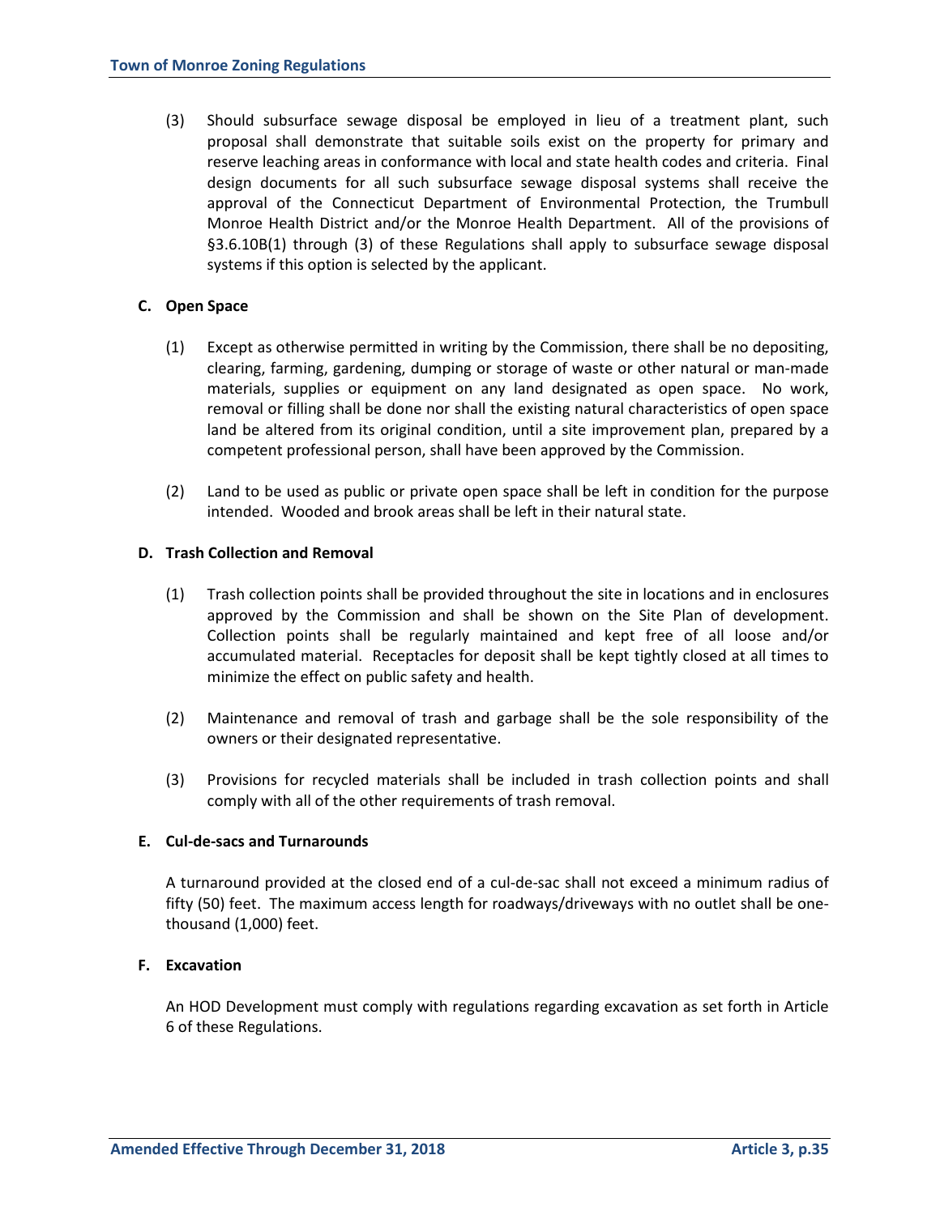(3) Should subsurface sewage disposal be employed in lieu of a treatment plant, such proposal shall demonstrate that suitable soils exist on the property for primary and reserve leaching areas in conformance with local and state health codes and criteria. Final design documents for all such subsurface sewage disposal systems shall receive the approval of the Connecticut Department of Environmental Protection, the Trumbull Monroe Health District and/or the Monroe Health Department. All of the provisions of §3.6.10B(1) through (3) of these Regulations shall apply to subsurface sewage disposal systems if this option is selected by the applicant.

**C. Open Space**

(1) Except as otherwise permitted in writing by the Commission, there shall be no depositing, clearing, farming, gardening, dumping or storage of waste or other natural or man-made materials, supplies or equipment on any land designated as open space. No work, removal or filling shall be done nor shall the existing natural characteristics of open space land be altered from its original condition, until a site improvement plan, prepared by a competent professional person, shall have been approved by the Commission.

(2) Land to be used as public or private open space shall be left in condition for the purpose intended. Wooded and brook areas shall be left in their natural state.

**D. Trash Collection and Removal**

(1) Trash collection points shall be provided throughout the site in locations and in enclosures approved by the Commission and shall be shown on the Site Plan of development. Collection points shall be regularly maintained and kept free of all loose and/or accumulated material. Receptacles for deposit shall be kept tightly closed at all times to minimize the effect on public safety and health.

(2) Maintenance and removal of trash and garbage shall be the sole responsibility of the owners or their designated representative.

(3) Provisions for recycled materials shall be included in trash collection points and shall comply with all of the other requirements of trash removal.

**E. Cul-de-sacs and Turnarounds**

A turnaround provided at the closed end of a cul-de-sac shall not exceed a minimum radius of fifty (50) feet. The maximum access length for roadways/driveways with no outlet shall be one-thousand (1,000) feet.

**F. Excavation**

An HOD Development must comply with regulations regarding excavation as set forth in Article 6 of these Regulations.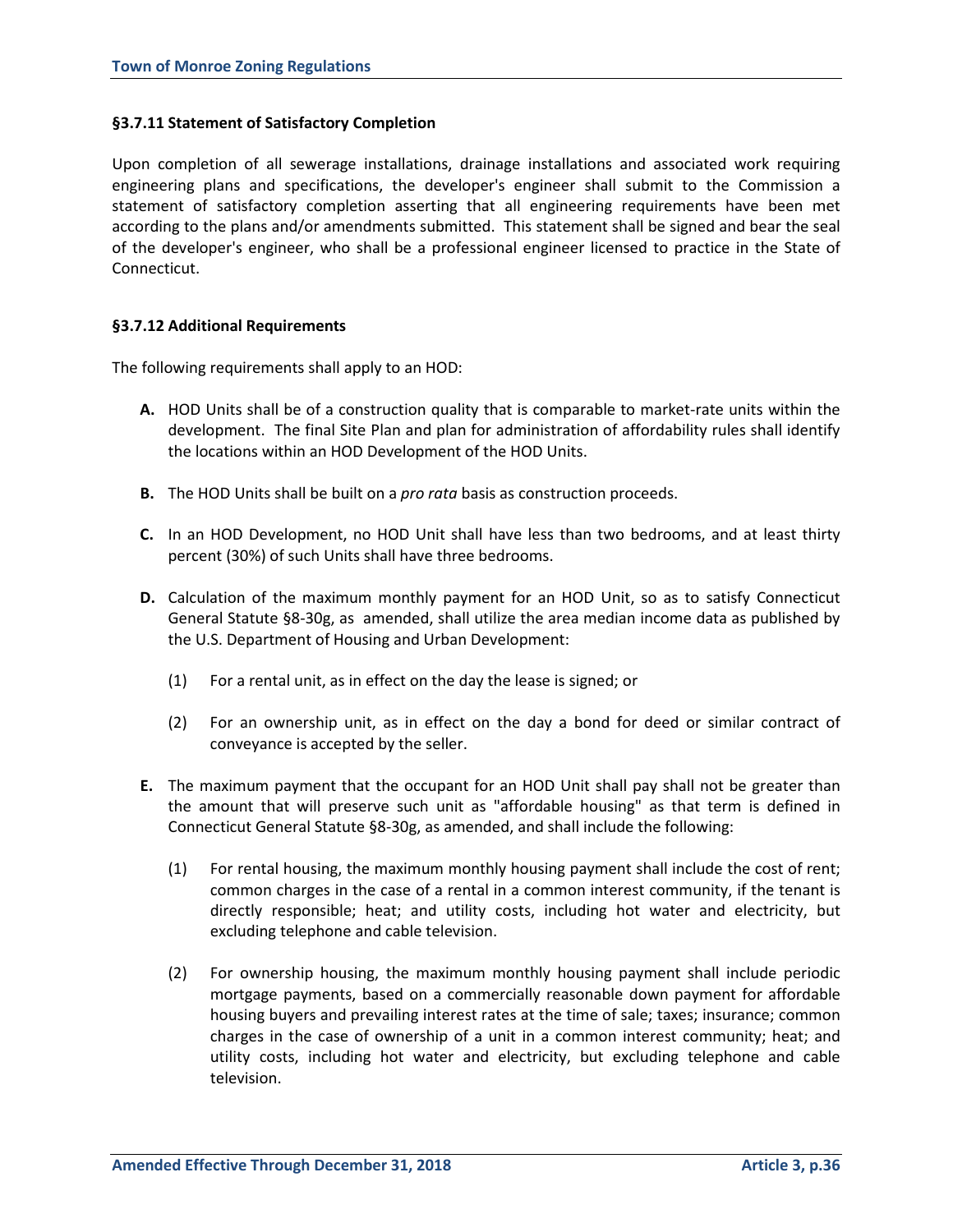### §3.7.11 Statement of Satisfactory Completion

Upon completion of all sewerage installations, drainage installations and associated work requiring engineering plans and specifications, the developer's engineer shall submit to the Commission a statement of satisfactory completion asserting that all engineering requirements have been met according to the plans and/or amendments submitted. This statement shall be signed and bear the seal of the developer's engineer, who shall be a professional engineer licensed to practice in the State of Connecticut.

### §3.7.12 Additional Requirements

The following requirements shall apply to an HOD:

**A.** HOD Units shall be of a construction quality that is comparable to market-rate units within the development. The final Site Plan and plan for administration of affordability rules shall identify the locations within an HOD Development of the HOD Units.

**B.** The HOD Units shall be built on a *pro rata* basis as construction proceeds.

**C.** In an HOD Development, no HOD Unit shall have less than two bedrooms, and at least thirty percent (30%) of such Units shall have three bedrooms.

**D.** Calculation of the maximum monthly payment for an HOD Unit, so as to satisfy Connecticut General Statute §8-30g, as amended, shall utilize the area median income data as published by the U.S. Department of Housing and Urban Development:

   (1) For a rental unit, as in effect on the day the lease is signed; or

   (2) For an ownership unit, as in effect on the day a bond for deed or similar contract of conveyance is accepted by the seller.

**E.** The maximum payment that the occupant for an HOD Unit shall pay shall not be greater than the amount that will preserve such unit as "affordable housing" as that term is defined in Connecticut General Statute §8-30g, as amended, and shall include the following:

   (1) For rental housing, the maximum monthly housing payment shall include the cost of rent; common charges in the case of a rental in a common interest community, if the tenant is directly responsible; heat; and utility costs, including hot water and electricity, but excluding telephone and cable television.

   (2) For ownership housing, the maximum monthly housing payment shall include periodic mortgage payments, based on a commercially reasonable down payment for affordable housing buyers and prevailing interest rates at the time of sale; taxes; insurance; common charges in the case of ownership of a unit in a common interest community; heat; and utility costs, including hot water and electricity, but excluding telephone and cable television.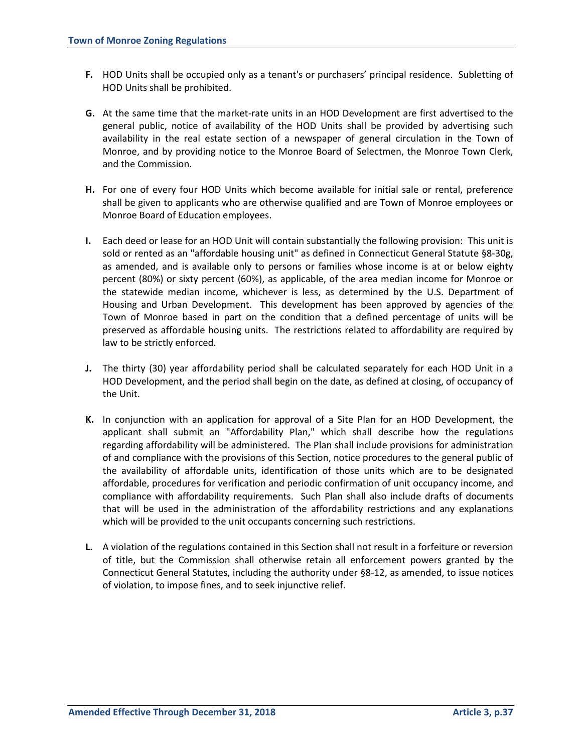**F.** HOD Units shall be occupied only as a tenant's or purchasers' principal residence. Subletting of HOD Units shall be prohibited.

**G.** At the same time that the market-rate units in an HOD Development are first advertised to the general public, notice of availability of the HOD Units shall be provided by advertising such availability in the real estate section of a newspaper of general circulation in the Town of Monroe, and by providing notice to the Monroe Board of Selectmen, the Monroe Town Clerk, and the Commission.

**H.** For one of every four HOD Units which become available for initial sale or rental, preference shall be given to applicants who are otherwise qualified and are Town of Monroe employees or Monroe Board of Education employees.

**I.** Each deed or lease for an HOD Unit will contain substantially the following provision: This unit is sold or rented as an "affordable housing unit" as defined in Connecticut General Statute §8-30g, as amended, and is available only to persons or families whose income is at or below eighty percent (80%) or sixty percent (60%), as applicable, of the area median income for Monroe or the statewide median income, whichever is less, as determined by the U.S. Department of Housing and Urban Development. This development has been approved by agencies of the Town of Monroe based in part on the condition that a defined percentage of units will be preserved as affordable housing units. The restrictions related to affordability are required by law to be strictly enforced.

**J.** The thirty (30) year affordability period shall be calculated separately for each HOD Unit in a HOD Development, and the period shall begin on the date, as defined at closing, of occupancy of the Unit.

**K.** In conjunction with an application for approval of a Site Plan for an HOD Development, the applicant shall submit an "Affordability Plan," which shall describe how the regulations regarding affordability will be administered. The Plan shall include provisions for administration of and compliance with the provisions of this Section, notice procedures to the general public of the availability of affordable units, identification of those units which are to be designated affordable, procedures for verification and periodic confirmation of unit occupancy income, and compliance with affordability requirements. Such Plan shall also include drafts of documents that will be used in the administration of the affordability restrictions and any explanations which will be provided to the unit occupants concerning such restrictions.

**L.** A violation of the regulations contained in this Section shall not result in a forfeiture or reversion of title, but the Commission shall otherwise retain all enforcement powers granted by the Connecticut General Statutes, including the authority under §8-12, as amended, to issue notices of violation, to impose fines, and to seek injunctive relief.